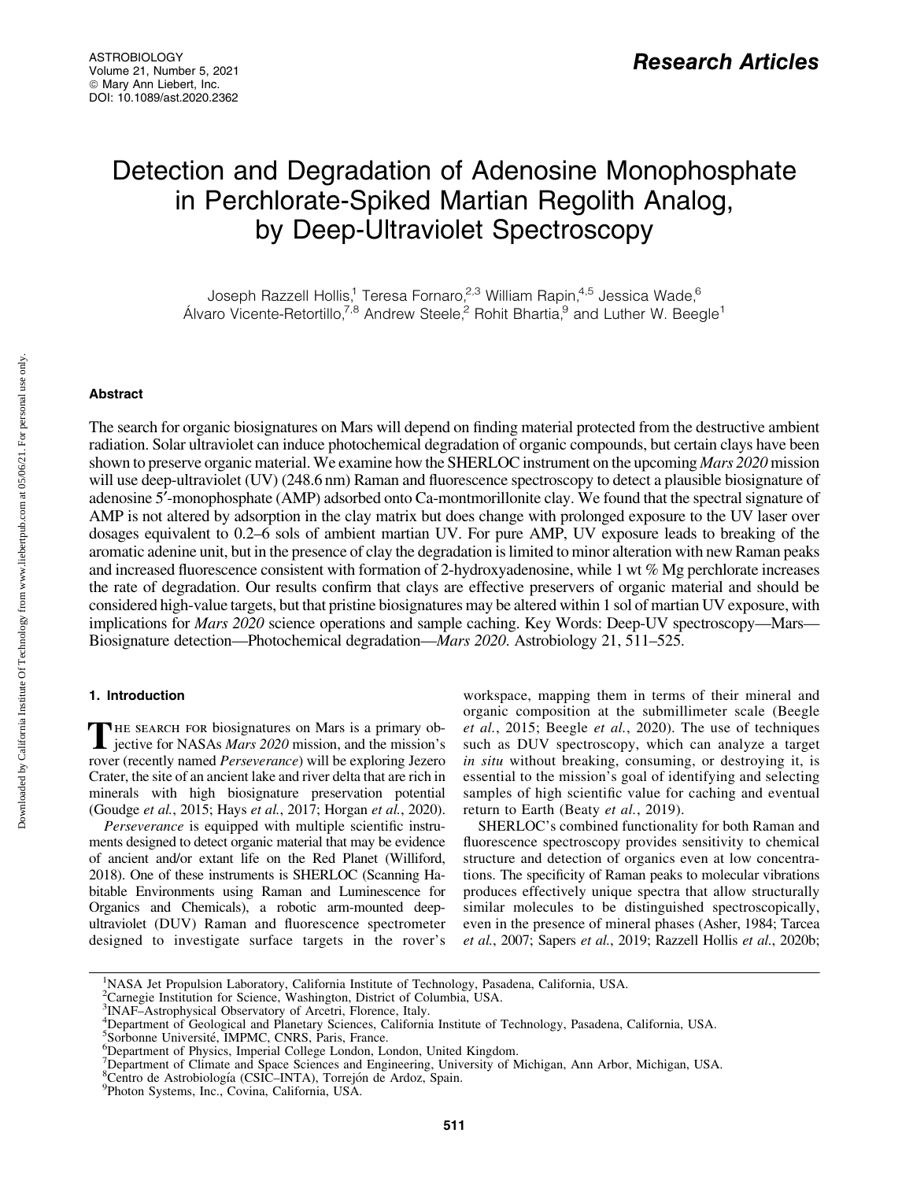# Detection and Degradation of Adenosine Monophosphate in Perchlorate-Spiked Martian Regolith Analog, by Deep-Ultraviolet Spectroscopy

Joseph Razzell Hollis,[1] Teresa Fornaro,[2,3] William Rapin,[4,5] Jessica Wade,[6] Álvaro Vicente-Retortillo,[7,8] Andrew Steele,[2] Rohit Bhartia,[9] and Luther W. Beegle[1]

## Abstract

The search for organic biosignatures on Mars will depend on finding material protected from the destructive ambient radiation. Solar ultraviolet can induce photochemical degradation of organic compounds, but certain clays have been shown to preserve organic material. We examine how the SHERLOC instrument on the upcoming *Mars 2020* mission will use deep-ultraviolet (UV) (248.6 nm) Raman and fluorescence spectroscopy to detect a plausible biosignature of adenosine 5′-monophosphate (AMP) adsorbed onto Ca-montmorillonite clay. We found that the spectral signature of AMP is not altered by adsorption in the clay matrix but does change with prolonged exposure to the UV laser over dosages equivalent to 0.2–6 sols of ambient martian UV. For pure AMP, UV exposure leads to breaking of the aromatic adenine unit, but in the presence of clay the degradation is limited to minor alteration with new Raman peaks and increased fluorescence consistent with formation of 2-hydroxyadenosine, while 1 wt % Mg perchlorate increases the rate of degradation. Our results confirm that clays are effective preservers of organic material and should be considered high-value targets, but that pristine biosignatures may be altered within 1 sol of martian UV exposure, with implications for *Mars 2020* science operations and sample caching. Key Words: Deep-UV spectroscopy—Mars—Biosignature detection—Photochemical degradation—*Mars 2020*. Astrobiology 21, 511–525.

## 1. Introduction

The search for biosignatures on Mars is a primary objective for NASAs *Mars 2020* mission, and the mission's rover (recently named *Perseverance*) will be exploring Jezero Crater, the site of an ancient lake and river delta that are rich in minerals with high biosignature preservation potential (Goudge *et al.*, 2015; Hays *et al.*, 2017; Horgan *et al.*, 2020).

*Perseverance* is equipped with multiple scientific instruments designed to detect organic material that may be evidence of ancient and/or extant life on the Red Planet (Williford, 2018). One of these instruments is SHERLOC (Scanning Habitable Environments using Raman and Luminescence for Organics and Chemicals), a robotic arm-mounted deep-ultraviolet (DUV) Raman and fluorescence spectrometer designed to investigate surface targets in the rover's workspace, mapping them in terms of their mineral and organic composition at the submillimeter scale (Beegle *et al.*, 2015; Beegle *et al.*, 2020). The use of techniques such as DUV spectroscopy, which can analyze a target *in situ* without breaking, consuming, or destroying it, is essential to the mission's goal of identifying and selecting samples of high scientific value for caching and eventual return to Earth (Beaty *et al.*, 2019).

SHERLOC's combined functionality for both Raman and fluorescence spectroscopy provides sensitivity to chemical structure and detection of organics even at low concentrations. The specificity of Raman peaks to molecular vibrations produces effectively unique spectra that allow structurally similar molecules to be distinguished spectroscopically, even in the presence of mineral phases (Asher, 1984; Tarcea *et al.*, 2007; Sapers *et al.*, 2019; Razzell Hollis *et al.*, 2020b;

[1]NASA Jet Propulsion Laboratory, California Institute of Technology, Pasadena, California, USA.
[2]Carnegie Institution for Science, Washington, District of Columbia, USA.
[3]INAF–Astrophysical Observatory of Arcetri, Florence, Italy.
[4]Department of Geological and Planetary Sciences, California Institute of Technology, Pasadena, California, USA.
[5]Sorbonne Université, IMPMC, CNRS, Paris, France.
[6]Department of Physics, Imperial College London, London, United Kingdom.
[7]Department of Climate and Space Sciences and Engineering, University of Michigan, Ann Arbor, Michigan, USA.
[8]Centro de Astrobiología (CSIC–INTA), Torrejón de Ardoz, Spain.
[9]Photon Systems, Inc., Covina, California, USA.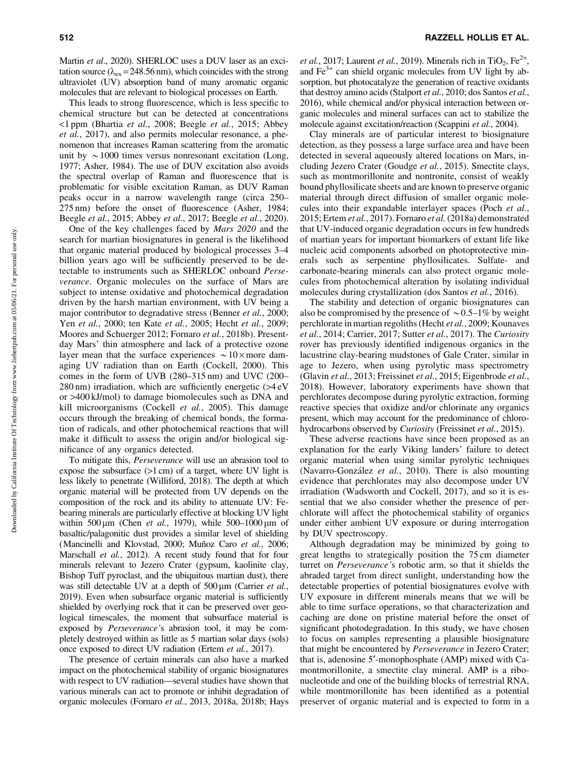Martin *et al.*, 2020). SHERLOC uses a DUV laser as an excitation source ($\lambda_{ex}$ = 248.56 nm), which coincides with the strong ultraviolet (UV) absorption band of many aromatic organic molecules that are relevant to biological processes on Earth.

This leads to strong fluorescence, which is less specific to chemical structure but can be detected at concentrations <1 ppm (Bhartia *et al.*, 2008; Beegle *et al.*, 2015; Abbey *et al.*, 2017), and also permits molecular resonance, a phenomenon that increases Raman scattering from the aromatic unit by ∼1000 times versus nonresonant excitation (Long, 1977; Asher, 1984). The use of DUV excitation also avoids the spectral overlap of Raman and fluorescence that is problematic for visible excitation Raman, as DUV Raman peaks occur in a narrow wavelength range (circa 250–275 nm) before the onset of fluorescence (Asher, 1984; Beegle *et al.*, 2015; Abbey *et al.*, 2017; Beegle *et al.*, 2020).

One of the key challenges faced by *Mars 2020* and the search for martian biosignatures in general is the likelihood that organic material produced by biological processes 3–4 billion years ago will be sufficiently preserved to be detectable to instruments such as SHERLOC onboard *Perseverance*. Organic molecules on the surface of Mars are subject to intense oxidative and photochemical degradation driven by the harsh martian environment, with UV being a major contributor to degradative stress (Benner *et al.*, 2000; Yen *et al.*, 2000; ten Kate *et al.*, 2005; Hecht *et al.*, 2009; Moores and Schuerger 2012; Fornaro *et al.*, 2018b). Present-day Mars' thin atmosphere and lack of a protective ozone layer mean that the surface experiences ∼10× more damaging UV radiation than on Earth (Cockell, 2000). This comes in the form of UVB (280–315 nm) and UVC (200–280 nm) irradiation, which are sufficiently energetic (>4 eV or >400 kJ/mol) to damage biomolecules such as DNA and kill microorganisms (Cockell *et al.*, 2005). This damage occurs through the breaking of chemical bonds, the formation of radicals, and other photochemical reactions that will make it difficult to assess the origin and/or biological significance of any organics detected.

To mitigate this, *Perseverance* will use an abrasion tool to expose the subsurface (>1 cm) of a target, where UV light is less likely to penetrate (Williford, 2018). The depth at which organic material will be protected from UV depends on the composition of the rock and its ability to attenuate UV: Fe-bearing minerals are particularly effective at blocking UV light within 500 μm (Chen *et al.*, 1979), while 500–1000 μm of basaltic/palagonitic dust provides a similar level of shielding (Mancinelli and Klovstad, 2000; Muñoz Caro *et al.*, 2006; Marschall *et al.*, 2012). A recent study found that for four minerals relevant to Jezero Crater (gypsum, kaolinite clay, Bishop Tuff pyroclast, and the ubiquitous martian dust), there was still detectable UV at a depth of 500 μm (Carrier *et al.*, 2019). Even when subsurface organic material is sufficiently shielded by overlying rock that it can be preserved over geological timescales, the moment that subsurface material is exposed by *Perseverance*'s abrasion tool, it may be completely destroyed within as little as 5 martian solar days (sols) once exposed to direct UV radiation (Ertem *et al.*, 2017).

The presence of certain minerals can also have a marked impact on the photochemical stability of organic biosignatures with respect to UV radiation—several studies have shown that various minerals can act to promote or inhibit degradation of organic molecules (Fornaro *et al.*, 2013, 2018a, 2018b; Hays *et al.*, 2017; Laurent *et al.*, 2019). Minerals rich in $TiO_2$, $Fe^{2+}$, and $Fe^{3+}$ can shield organic molecules from UV light by absorption, but photocatalyze the generation of reactive oxidants that destroy amino acids (Stalport *et al.*, 2010; dos Santos *et al.*, 2016), while chemical and/or physical interaction between organic molecules and mineral surfaces can act to stabilize the molecule against excitation/reaction (Scappini *et al.*, 2004).

Clay minerals are of particular interest to biosignature detection, as they possess a large surface area and have been detected in several aqueously altered locations on Mars, including Jezero Crater (Goudge *et al.*, 2015). Smectite clays, such as montmorillonite and nontronite, consist of weakly bound phyllosilicate sheets and are known to preserve organic material through direct diffusion of smaller organic molecules into their expandable interlayer spaces (Poch *et al.*, 2015; Ertem *et al.*, 2017). Fornaro *et al.* (2018a) demonstrated that UV-induced organic degradation occurs in few hundreds of martian years for important biomarkers of extant life like nucleic acid components adsorbed on photoprotective minerals such as serpentine phyllosilicates. Sulfate- and carbonate-bearing minerals can also protect organic molecules from photochemical alteration by isolating individual molecules during crystallization (dos Santos *et al.*, 2016).

The stability and detection of organic biosignatures can also be compromised by the presence of ∼0.5–1% by weight perchlorate in martian regoliths (Hecht *et al.*, 2009; Kounaves *et al.*, 2014; Carrier, 2017; Sutter *et al.*, 2017). The *Curiosity* rover has previously identified indigenous organics in the lacustrine clay-bearing mudstones of Gale Crater, similar in age to Jezero, when using pyrolytic mass spectrometry (Glavin *et al.*, 2013; Freissinet *et al.*, 2015; Eigenbrode *et al.*, 2018). However, laboratory experiments have shown that perchlorates decompose during pyrolytic extraction, forming reactive species that oxidize and/or chlorinate any organics present, which may account for the predominance of chlorohydrocarbons observed by *Curiosity* (Freissinet *et al.*, 2015).

These adverse reactions have since been proposed as an explanation for the early Viking landers' failure to detect organic material when using similar pyrolytic techniques (Navarro-González *et al.*, 2010). There is also mounting evidence that perchlorates may also decompose under UV irradiation (Wadsworth and Cockell, 2017), and so it is essential that we also consider whether the presence of perchlorate will affect the photochemical stability of organics under either ambient UV exposure or during interrogation by DUV spectroscopy.

Although degradation may be minimized by going to great lengths to strategically position the 75 cm diameter turret on *Perseverance*'s robotic arm, so that it shields the abraded target from direct sunlight, understanding how the detectable properties of potential biosignatures evolve with UV exposure in different minerals means that we will be able to time surface operations, so that characterization and caching are done on pristine material before the onset of significant photodegradation. In this study, we have chosen to focus on samples representing a plausible biosignature that might be encountered by *Perseverance* in Jezero Crater; that is, adenosine 5′-monophosphate (AMP) mixed with Ca-montmorillonite, a smectite clay mineral. AMP is a ribonucleotide and one of the building blocks of terrestrial RNA, while montmorillonite has been identified as a potential preserver of organic material and is expected to form in a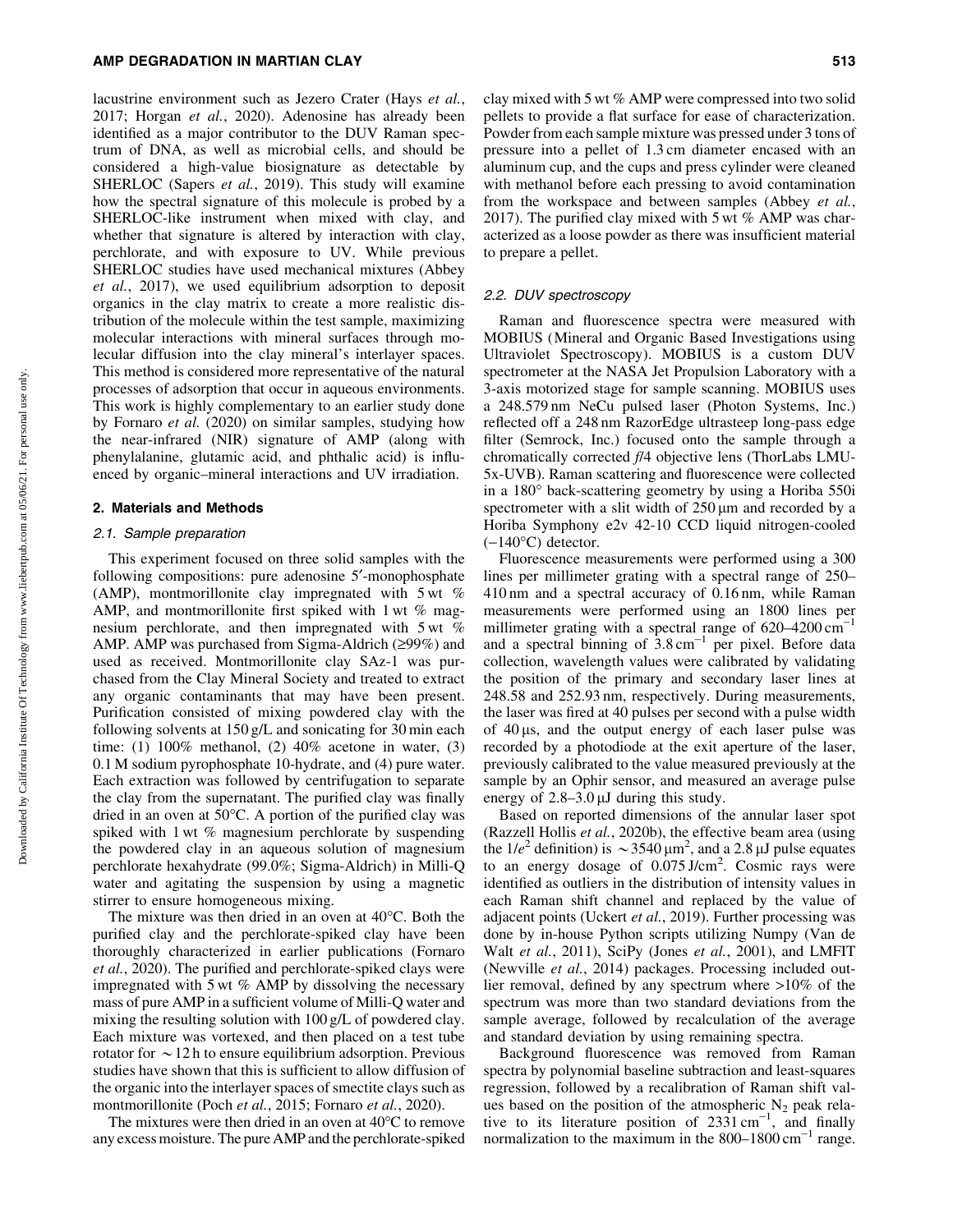lacustrine environment such as Jezero Crater (Hays *et al.*, 2017; Horgan *et al.*, 2020). Adenosine has already been identified as a major contributor to the DUV Raman spectrum of DNA, as well as microbial cells, and should be considered a high-value biosignature as detectable by SHERLOC (Sapers *et al.*, 2019). This study will examine how the spectral signature of this molecule is probed by a SHERLOC-like instrument when mixed with clay, and whether that signature is altered by interaction with clay, perchlorate, and with exposure to UV. While previous SHERLOC studies have used mechanical mixtures (Abbey *et al.*, 2017), we used equilibrium adsorption to deposit organics in the clay matrix to create a more realistic distribution of the molecule within the test sample, maximizing molecular interactions with mineral surfaces through molecular diffusion into the clay mineral's interlayer spaces. This method is considered more representative of the natural processes of adsorption that occur in aqueous environments. This work is highly complementary to an earlier study done by Fornaro *et al.* (2020) on similar samples, studying how the near-infrared (NIR) signature of AMP (along with phenylalanine, glutamic acid, and phthalic acid) is influenced by organic–mineral interactions and UV irradiation.

## 2. Materials and Methods

### 2.1. Sample preparation

This experiment focused on three solid samples with the following compositions: pure adenosine 5′-monophosphate (AMP), montmorillonite clay impregnated with 5 wt % AMP, and montmorillonite first spiked with 1 wt % magnesium perchlorate, and then impregnated with 5 wt % AMP. AMP was purchased from Sigma-Aldrich (≥99%) and used as received. Montmorillonite clay SAz-1 was purchased from the Clay Mineral Society and treated to extract any organic contaminants that may have been present. Purification consisted of mixing powdered clay with the following solvents at 150 g/L and sonicating for 30 min each time: (1) 100% methanol, (2) 40% acetone in water, (3) 0.1 M sodium pyrophosphate 10-hydrate, and (4) pure water. Each extraction was followed by centrifugation to separate the clay from the supernatant. The purified clay was finally dried in an oven at 50°C. A portion of the purified clay was spiked with 1 wt % magnesium perchlorate by suspending the powdered clay in an aqueous solution of magnesium perchlorate hexahydrate (99.0%; Sigma-Aldrich) in Milli-Q water and agitating the suspension by using a magnetic stirrer to ensure homogeneous mixing.

The mixture was then dried in an oven at 40°C. Both the purified clay and the perchlorate-spiked clay have been thoroughly characterized in earlier publications (Fornaro *et al.*, 2020). The purified and perchlorate-spiked clays were impregnated with 5 wt % AMP by dissolving the necessary mass of pure AMP in a sufficient volume of Milli-Q water and mixing the resulting solution with 100 g/L of powdered clay. Each mixture was vortexed, and then placed on a test tube rotator for ~12 h to ensure equilibrium adsorption. Previous studies have shown that this is sufficient to allow diffusion of the organic into the interlayer spaces of smectite clays such as montmorillonite (Poch *et al.*, 2015; Fornaro *et al.*, 2020).

The mixtures were then dried in an oven at 40°C to remove any excess moisture. The pure AMP and the perchlorate-spiked clay mixed with 5 wt % AMP were compressed into two solid pellets to provide a flat surface for ease of characterization. Powder from each sample mixture was pressed under 3 tons of pressure into a pellet of 1.3 cm diameter encased with an aluminum cup, and the cups and press cylinder were cleaned with methanol before each pressing to avoid contamination from the workspace and between samples (Abbey *et al.*, 2017). The purified clay mixed with 5 wt % AMP was characterized as a loose powder as there was insufficient material to prepare a pellet.

### 2.2. DUV spectroscopy

Raman and fluorescence spectra were measured with MOBIUS (Mineral and Organic Based Investigations using Ultraviolet Spectroscopy). MOBIUS is a custom DUV spectrometer at the NASA Jet Propulsion Laboratory with a 3-axis motorized stage for sample scanning. MOBIUS uses a 248.579 nm NeCu pulsed laser (Photon Systems, Inc.) reflected off a 248 nm RazorEdge ultrasteep long-pass edge filter (Semrock, Inc.) focused onto the sample through a chromatically corrected *f*/4 objective lens (ThorLabs LMU-5x-UVB). Raman scattering and fluorescence were collected in a 180° back-scattering geometry by using a Horiba 550i spectrometer with a slit width of 250 μm and recorded by a Horiba Symphony e2v 42-10 CCD liquid nitrogen-cooled (−140°C) detector.

Fluorescence measurements were performed using a 300 lines per millimeter grating with a spectral range of 250–410 nm and a spectral accuracy of 0.16 nm, while Raman measurements were performed using an 1800 lines per millimeter grating with a spectral range of 620–4200 $cm^{-1}$ and a spectral binning of 3.8 $cm^{-1}$ per pixel. Before data collection, wavelength values were calibrated by validating the position of the primary and secondary laser lines at 248.58 and 252.93 nm, respectively. During measurements, the laser was fired at 40 pulses per second with a pulse width of 40 μs, and the output energy of each laser pulse was recorded by a photodiode at the exit aperture of the laser, previously calibrated to the value measured previously at the sample by an Ophir sensor, and measured an average pulse energy of 2.8–3.0 μJ during this study.

Based on reported dimensions of the annular laser spot (Razzell Hollis *et al.*, 2020b), the effective beam area (using the $1/e^2$ definition) is ~3540 $\mu m^2$, and a 2.8 μJ pulse equates to an energy dosage of 0.075 $J/cm^2$. Cosmic rays were identified as outliers in the distribution of intensity values in each Raman shift channel and replaced by the value of adjacent points (Uckert *et al.*, 2019). Further processing was done by in-house Python scripts utilizing Numpy (Van de Walt *et al.*, 2011), SciPy (Jones *et al.*, 2001), and LMFIT (Newville *et al.*, 2014) packages. Processing included outlier removal, defined by any spectrum where >10% of the spectrum was more than two standard deviations from the sample average, followed by recalculation of the average and standard deviation by using remaining spectra.

Background fluorescence was removed from Raman spectra by polynomial baseline subtraction and least-squares regression, followed by a recalibration of Raman shift values based on the position of the atmospheric $N_2$ peak relative to its literature position of 2331 $cm^{-1}$, and finally normalization to the maximum in the 800–1800 $cm^{-1}$ range.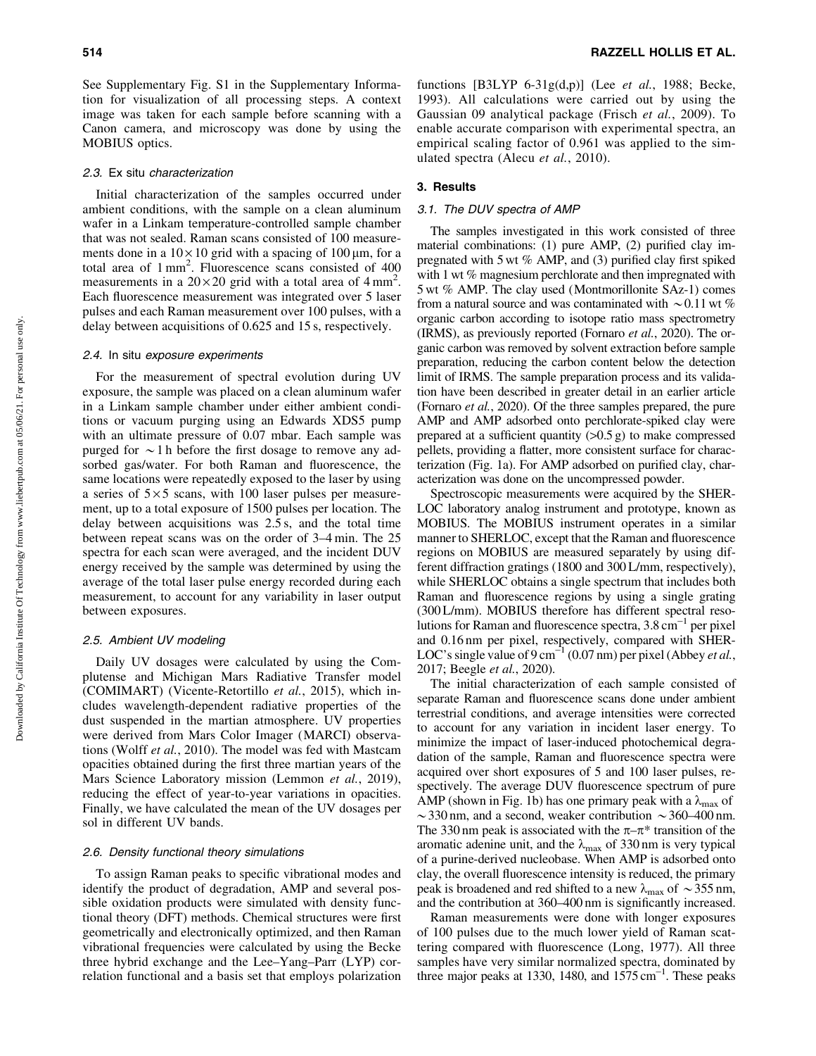See Supplementary Fig. S1 in the Supplementary Information for visualization of all processing steps. A context image was taken for each sample before scanning with a Canon camera, and microscopy was done by using the MOBIUS optics.

### 2.3. Ex situ characterization

Initial characterization of the samples occurred under ambient conditions, with the sample on a clean aluminum wafer in a Linkam temperature-controlled sample chamber that was not sealed. Raman scans consisted of 100 measurements done in a $10 \times 10$ grid with a spacing of 100 μm, for a total area of $1\,mm^2$. Fluorescence scans consisted of 400 measurements in a $20 \times 20$ grid with a total area of $4\,mm^2$. Each fluorescence measurement was integrated over 5 laser pulses and each Raman measurement over 100 pulses, with a delay between acquisitions of 0.625 and 15 s, respectively.

### 2.4. In situ exposure experiments

For the measurement of spectral evolution during UV exposure, the sample was placed on a clean aluminum wafer in a Linkam sample chamber under either ambient conditions or vacuum purging using an Edwards XDS5 pump with an ultimate pressure of 0.07 mbar. Each sample was purged for ∼1 h before the first dosage to remove any adsorbed gas/water. For both Raman and fluorescence, the same locations were repeatedly exposed to the laser by using a series of $5 \times 5$ scans, with 100 laser pulses per measurement, up to a total exposure of 1500 pulses per location. The delay between acquisitions was 2.5 s, and the total time between repeat scans was on the order of 3–4 min. The 25 spectra for each scan were averaged, and the incident DUV energy received by the sample was determined by using the average of the total laser pulse energy recorded during each measurement, to account for any variability in laser output between exposures.

### 2.5. Ambient UV modeling

Daily UV dosages were calculated by using the Complutense and Michigan Mars Radiative Transfer model (COMIMART) (Vicente-Retortillo *et al.*, 2015), which includes wavelength-dependent radiative properties of the dust suspended in the martian atmosphere. UV properties were derived from Mars Color Imager (MARCI) observations (Wolff *et al.*, 2010). The model was fed with Mastcam opacities obtained during the first three martian years of the Mars Science Laboratory mission (Lemmon *et al.*, 2019), reducing the effect of year-to-year variations in opacities. Finally, we have calculated the mean of the UV dosages per sol in different UV bands.

### 2.6. Density functional theory simulations

To assign Raman peaks to specific vibrational modes and identify the product of degradation, AMP and several possible oxidation products were simulated with density functional theory (DFT) methods. Chemical structures were first geometrically and electronically optimized, and then Raman vibrational frequencies were calculated by using the Becke three hybrid exchange and the Lee–Yang–Parr (LYP) correlation functional and a basis set that employs polarization functions [B3LYP 6-31g(d,p)] (Lee *et al.*, 1988; Becke, 1993). All calculations were carried out by using the Gaussian 09 analytical package (Frisch *et al.*, 2009). To enable accurate comparison with experimental spectra, an empirical scaling factor of 0.961 was applied to the simulated spectra (Alecu *et al.*, 2010).

## 3. Results

### 3.1. The DUV spectra of AMP

The samples investigated in this work consisted of three material combinations: (1) pure AMP, (2) purified clay impregnated with 5 wt % AMP, and (3) purified clay first spiked with 1 wt % magnesium perchlorate and then impregnated with 5 wt % AMP. The clay used (Montmorillonite SAz-1) comes from a natural source and was contaminated with ∼0.11 wt % organic carbon according to isotope ratio mass spectrometry (IRMS), as previously reported (Fornaro *et al.*, 2020). The organic carbon was removed by solvent extraction before sample preparation, reducing the carbon content below the detection limit of IRMS. The sample preparation process and its validation have been described in greater detail in an earlier article (Fornaro *et al.*, 2020). Of the three samples prepared, the pure AMP and AMP adsorbed onto perchlorate-spiked clay were prepared at a sufficient quantity (>0.5 g) to make compressed pellets, providing a flatter, more consistent surface for characterization (Fig. 1a). For AMP adsorbed on purified clay, characterization was done on the uncompressed powder.

Spectroscopic measurements were acquired by the SHERLOC laboratory analog instrument and prototype, known as MOBIUS. The MOBIUS instrument operates in a similar manner to SHERLOC, except that the Raman and fluorescence regions on MOBIUS are measured separately by using different diffraction gratings (1800 and 300 L/mm, respectively), while SHERLOC obtains a single spectrum that includes both Raman and fluorescence regions by using a single grating (300 L/mm). MOBIUS therefore has different spectral resolutions for Raman and fluorescence spectra, $3.8\,cm^{-1}$ per pixel and 0.16 nm per pixel, respectively, compared with SHERLOC's single value of $9\,cm^{-1}$ (0.07 nm) per pixel (Abbey *et al.*, 2017; Beegle *et al.*, 2020).

The initial characterization of each sample consisted of separate Raman and fluorescence scans done under ambient terrestrial conditions, and average intensities were corrected to account for any variation in incident laser energy. To minimize the impact of laser-induced photochemical degradation of the sample, Raman and fluorescence spectra were acquired over short exposures of 5 and 100 laser pulses, respectively. The average DUV fluorescence spectrum of pure AMP (shown in Fig. 1b) has one primary peak with a $\lambda_{max}$ of ∼330 nm, and a second, weaker contribution ∼360–400 nm. The 330 nm peak is associated with the π–π* transition of the aromatic adenine unit, and the $\lambda_{max}$ of 330 nm is very typical of a purine-derived nucleobase. When AMP is adsorbed onto clay, the overall fluorescence intensity is reduced, the primary peak is broadened and red shifted to a new $\lambda_{max}$ of ∼355 nm, and the contribution at 360–400 nm is significantly increased.

Raman measurements were done with longer exposures of 100 pulses due to the much lower yield of Raman scattering compared with fluorescence (Long, 1977). All three samples have very similar normalized spectra, dominated by three major peaks at 1330, 1480, and $1575\,cm^{-1}$. These peaks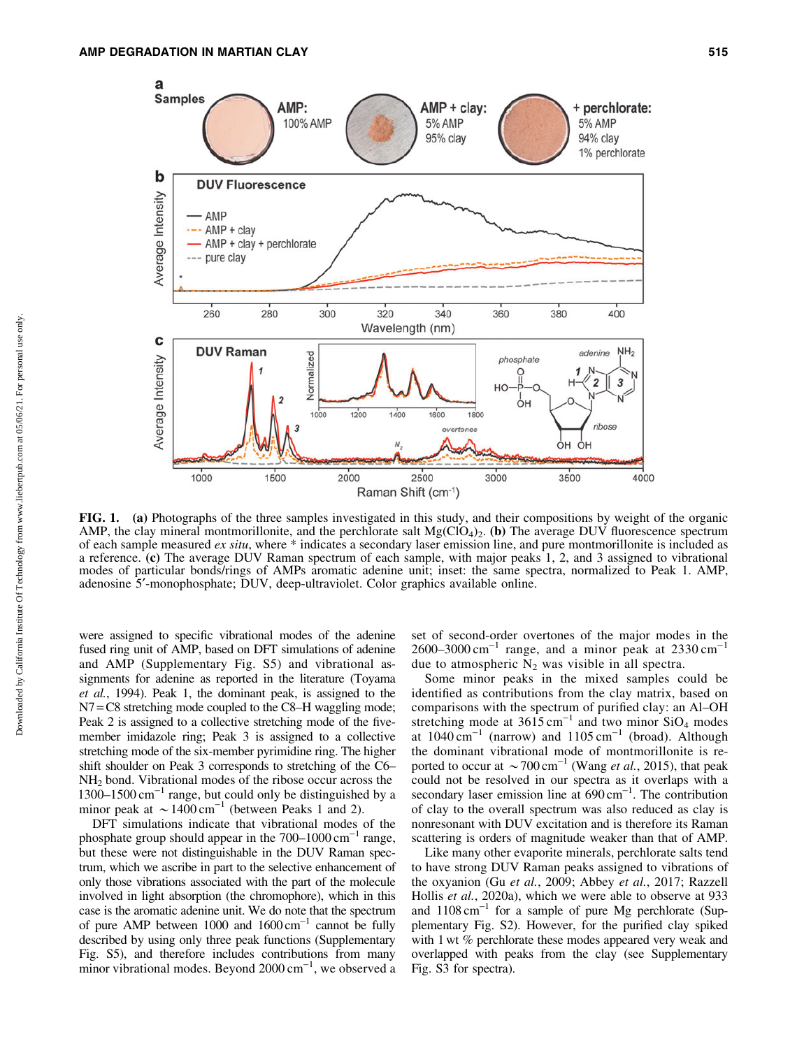**FIG. 1.** **(a)** Photographs of the three samples investigated in this study, and their compositions by weight of the organic AMP, the clay mineral montmorillonite, and the perchlorate salt $Mg(ClO_4)_2$. **(b)** The average DUV fluorescence spectrum of each sample measured *ex situ*, where * indicates a secondary laser emission line, and pure montmorillonite is included as a reference. **(c)** The average DUV Raman spectrum of each sample, with major peaks 1, 2, and 3 assigned to vibrational modes of particular bonds/rings of AMPs aromatic adenine unit; inset: the same spectra, normalized to Peak 1. AMP, adenosine 5′-monophosphate; DUV, deep-ultraviolet. Color graphics available online.

were assigned to specific vibrational modes of the adenine fused ring unit of AMP, based on DFT simulations of adenine and AMP (Supplementary Fig. S5) and vibrational assignments for adenine as reported in the literature (Toyama *et al.*, 1994). Peak 1, the dominant peak, is assigned to the N7 = C8 stretching mode coupled to the C8–H waggling mode; Peak 2 is assigned to a collective stretching mode of the five-member imidazole ring; Peak 3 is assigned to a collective stretching mode of the six-member pyrimidine ring. The higher shift shoulder on Peak 3 corresponds to stretching of the C6–$NH_2$ bond. Vibrational modes of the ribose occur across the 1300–1500 $cm^{-1}$ range, but could only be distinguished by a minor peak at ~1400 $cm^{-1}$ (between Peaks 1 and 2).

DFT simulations indicate that vibrational modes of the phosphate group should appear in the 700–1000 $cm^{-1}$ range, but these were not distinguishable in the DUV Raman spectrum, which we ascribe in part to the selective enhancement of only those vibrations associated with the part of the molecule involved in light absorption (the chromophore), which in this case is the aromatic adenine unit. We do note that the spectrum of pure AMP between 1000 and 1600 $cm^{-1}$ cannot be fully described by using only three peak functions (Supplementary Fig. S5), and therefore includes contributions from many minor vibrational modes. Beyond 2000 $cm^{-1}$, we observed a set of second-order overtones of the major modes in the 2600–3000 $cm^{-1}$ range, and a minor peak at 2330 $cm^{-1}$ due to atmospheric $N_2$ was visible in all spectra.

Some minor peaks in the mixed samples could be identified as contributions from the clay matrix, based on comparisons with the spectrum of purified clay: an Al–OH stretching mode at 3615 $cm^{-1}$ and two minor $SiO_4$ modes at 1040 $cm^{-1}$ (narrow) and 1105 $cm^{-1}$ (broad). Although the dominant vibrational mode of montmorillonite is reported to occur at ~700 $cm^{-1}$ (Wang *et al.*, 2015), that peak could not be resolved in our spectra as it overlaps with a secondary laser emission line at 690 $cm^{-1}$. The contribution of clay to the overall spectrum was also reduced as clay is nonresonant with DUV excitation and is therefore its Raman scattering is orders of magnitude weaker than that of AMP.

Like many other evaporite minerals, perchlorate salts tend to have strong DUV Raman peaks assigned to vibrations of the oxyanion (Gu *et al.*, 2009; Abbey *et al.*, 2017; Razzell Hollis *et al.*, 2020a), which we were able to observe at 933 and 1108 $cm^{-1}$ for a sample of pure Mg perchlorate (Supplementary Fig. S2). However, for the purified clay spiked with 1 wt % perchlorate these modes appeared very weak and overlapped with peaks from the clay (see Supplementary Fig. S3 for spectra).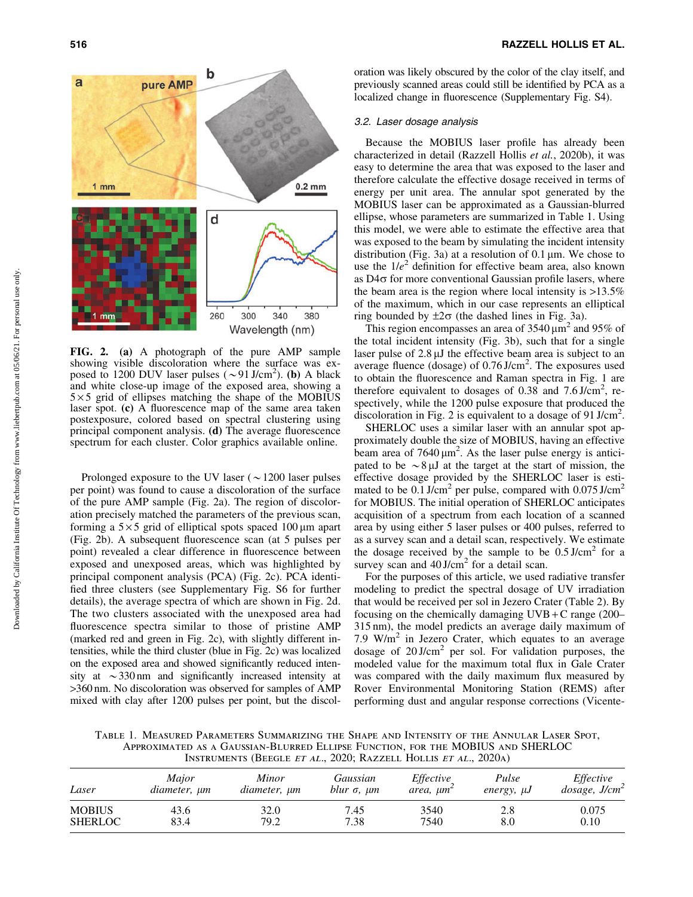FIG. 2. **(a)** A photograph of the pure AMP sample showing visible discoloration where the surface was exposed to 1200 DUV laser pulses (~91 J/cm$^2$). **(b)** A black and white close-up image of the exposed area, showing a 5×5 grid of ellipses matching the shape of the MOBIUS laser spot. **(c)** A fluorescence map of the same area taken postexposure, colored based on spectral clustering using principal component analysis. **(d)** The average fluorescence spectrum for each cluster. Color graphics available online.

Prolonged exposure to the UV laser (~1200 laser pulses per point) was found to cause a discoloration of the surface of the pure AMP sample (Fig. 2a). The region of discoloration precisely matched the parameters of the previous scan, forming a 5×5 grid of elliptical spots spaced 100 μm apart (Fig. 2b). A subsequent fluorescence scan (at 5 pulses per point) revealed a clear difference in fluorescence between exposed and unexposed areas, which was highlighted by principal component analysis (PCA) (Fig. 2c). PCA identified three clusters (see Supplementary Fig. S6 for further details), the average spectra of which are shown in Fig. 2d. The two clusters associated with the unexposed area had fluorescence spectra similar to those of pristine AMP (marked red and green in Fig. 2c), with slightly different intensities, while the third cluster (blue in Fig. 2c) was localized on the exposed area and showed significantly reduced intensity at ~330 nm and significantly increased intensity at >360 nm. No discoloration was observed for samples of AMP mixed with clay after 1200 pulses per point, but the discoloration was likely obscured by the color of the clay itself, and previously scanned areas could still be identified by PCA as a localized change in fluorescence (Supplementary Fig. S4).

### 3.2. Laser dosage analysis

Because the MOBIUS laser profile has already been characterized in detail (Razzell Hollis *et al.*, 2020b), it was easy to determine the area that was exposed to the laser and therefore calculate the effective dosage received in terms of energy per unit area. The annular spot generated by the MOBIUS laser can be approximated as a Gaussian-blurred ellipse, whose parameters are summarized in Table 1. Using this model, we were able to estimate the effective area that was exposed to the beam by simulating the incident intensity distribution (Fig. 3a) at a resolution of 0.1 μm. We chose to use the $1/e^2$ definition for effective beam area, also known as D4σ for more conventional Gaussian profile lasers, where the beam area is the region where local intensity is >13.5% of the maximum, which in our case represents an elliptical ring bounded by ±2σ (the dashed lines in Fig. 3a).

This region encompasses an area of 3540 μm$^2$ and 95% of the total incident intensity (Fig. 3b), such that for a single laser pulse of 2.8 μJ the effective beam area is subject to an average fluence (dosage) of 0.76 J/cm$^2$. The exposures used to obtain the fluorescence and Raman spectra in Fig. 1 are therefore equivalent to dosages of 0.38 and 7.6 J/cm$^2$, respectively, while the 1200 pulse exposure that produced the discoloration in Fig. 2 is equivalent to a dosage of 91 J/cm$^2$.

SHERLOC uses a similar laser with an annular spot approximately double the size of MOBIUS, having an effective beam area of 7640 μm$^2$. As the laser pulse energy is anticipated to be ~8 μJ at the target at the start of mission, the effective dosage provided by the SHERLOC laser is estimated to be 0.1 J/cm$^2$ per pulse, compared with 0.075 J/cm$^2$ for MOBIUS. The initial operation of SHERLOC anticipates acquisition of a spectrum from each location of a scanned area by using either 5 laser pulses or 400 pulses, referred to as a survey scan and a detail scan, respectively. We estimate the dosage received by the sample to be 0.5 J/cm$^2$ for a survey scan and 40 J/cm$^2$ for a detail scan.

For the purposes of this article, we used radiative transfer modeling to predict the spectral dosage of UV irradiation that would be received per sol in Jezero Crater (Table 2). By focusing on the chemically damaging UVB+C range (200–315 nm), the model predicts an average daily maximum of 7.9 W/m$^2$ in Jezero Crater, which equates to an average dosage of 20 J/cm$^2$ per sol. For validation purposes, the modeled value for the maximum total flux in Gale Crater was compared with the daily maximum flux measured by Rover Environmental Monitoring Station (REMS) after performing dust and angular response corrections (Vicente-

TABLE 1. MEASURED PARAMETERS SUMMARIZING THE SHAPE AND INTENSITY OF THE ANNULAR LASER SPOT, APPROXIMATED AS A GAUSSIAN-BLURRED ELLIPSE FUNCTION, FOR THE MOBIUS AND SHERLOC INSTRUMENTS (BEEGLE *ET AL.*, 2020; RAZZELL HOLLIS *ET AL.*, 2020A)

| *Laser* | *Major diameter, μm* | *Minor diameter, μm* | *Gaussian blur σ, μm* | *Effective area, μm$^2$* | *Pulse energy, μJ* | *Effective dosage, J/cm$^2$* |
|---|---|---|---|---|---|---|
| MOBIUS | 43.6 | 32.0 | 7.45 | 3540 | 2.8 | 0.075 |
| SHERLOC | 83.4 | 79.2 | 7.38 | 7540 | 8.0 | 0.10 |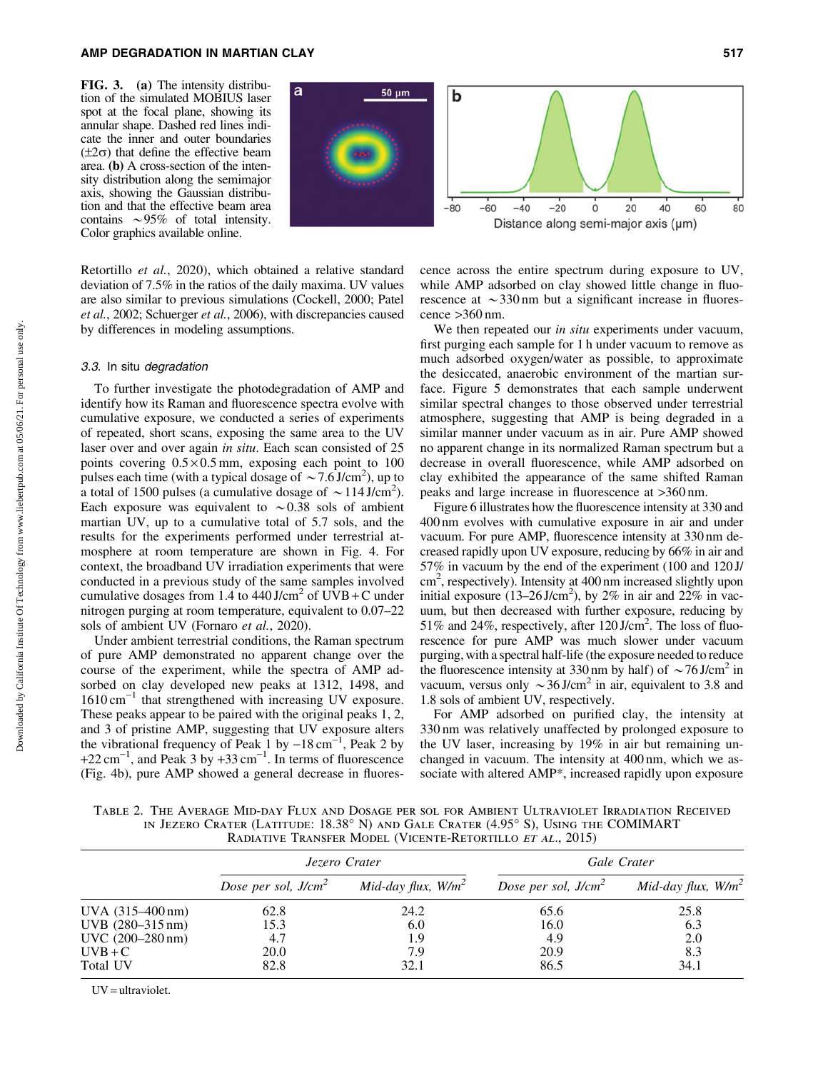FIG. 3. **(a)** The intensity distribution of the simulated MOBIUS laser spot at the focal plane, showing its annular shape. Dashed red lines indicate the inner and outer boundaries ($\pm 2\sigma$) that define the effective beam area. **(b)** A cross-section of the intensity distribution along the semimajor axis, showing the Gaussian distribution and that the effective beam area contains ~95% of total intensity. Color graphics available online.

Retortillo *et al.*, 2020), which obtained a relative standard deviation of 7.5% in the ratios of the daily maxima. UV values are also similar to previous simulations (Cockell, 2000; Patel *et al.*, 2002; Schuerger *et al.*, 2006), with discrepancies caused by differences in modeling assumptions.

### 3.3. *In situ* degradation

To further investigate the photodegradation of AMP and identify how its Raman and fluorescence spectra evolve with cumulative exposure, we conducted a series of experiments of repeated, short scans, exposing the same area to the UV laser over and over again *in situ*. Each scan consisted of 25 points covering $0.5 \times 0.5$ mm, exposing each point to 100 pulses each time (with a typical dosage of $\sim 7.6\,J/cm^2$), up to a total of 1500 pulses (a cumulative dosage of $\sim 114\,J/cm^2$). Each exposure was equivalent to ~0.38 sols of ambient martian UV, up to a cumulative total of 5.7 sols, and the results for the experiments performed under terrestrial atmosphere at room temperature are shown in Fig. 4. For context, the broadband UV irradiation experiments that were conducted in a previous study of the same samples involved cumulative dosages from 1.4 to $440\,J/cm^2$ of UVB + C under nitrogen purging at room temperature, equivalent to 0.07–22 sols of ambient UV (Fornaro *et al.*, 2020).

Under ambient terrestrial conditions, the Raman spectrum of pure AMP demonstrated no apparent change over the course of the experiment, while the spectra of AMP adsorbed on clay developed new peaks at 1312, 1498, and $1610\,cm^{-1}$ that strengthened with increasing UV exposure. These peaks appear to be paired with the original peaks 1, 2, and 3 of pristine AMP, suggesting that UV exposure alters the vibrational frequency of Peak 1 by $-18\,cm^{-1}$, Peak 2 by $+22\,cm^{-1}$, and Peak 3 by $+33\,cm^{-1}$. In terms of fluorescence (Fig. 4b), pure AMP showed a general decrease in fluorescence across the entire spectrum during exposure to UV, while AMP adsorbed on clay showed little change in fluorescence at ~330 nm but a significant increase in fluorescence >360 nm.

We then repeated our *in situ* experiments under vacuum, first purging each sample for 1 h under vacuum to remove as much adsorbed oxygen/water as possible, to approximate the desiccated, anaerobic environment of the martian surface. Figure 5 demonstrates that each sample underwent similar spectral changes to those observed under terrestrial atmosphere, suggesting that AMP is being degraded in a similar manner under vacuum as in air. Pure AMP showed no apparent change in its normalized Raman spectrum but a decrease in overall fluorescence, while AMP adsorbed on clay exhibited the appearance of the same shifted Raman peaks and large increase in fluorescence at >360 nm.

Figure 6 illustrates how the fluorescence intensity at 330 and 400 nm evolves with cumulative exposure in air and under vacuum. For pure AMP, fluorescence intensity at 330 nm decreased rapidly upon UV exposure, reducing by 66% in air and 57% in vacuum by the end of the experiment (100 and $120\,J/cm^2$, respectively). Intensity at 400 nm increased slightly upon initial exposure ($13–26\,J/cm^2$), by 2% in air and 22% in vacuum, but then decreased with further exposure, reducing by 51% and 24%, respectively, after $120\,J/cm^2$. The loss of fluorescence for pure AMP was much slower under vacuum purging, with a spectral half-life (the exposure needed to reduce the fluorescence intensity at 330 nm by half) of $\sim 76\,J/cm^2$ in vacuum, versus only $\sim 36\,J/cm^2$ in air, equivalent to 3.8 and 1.8 sols of ambient UV, respectively.

For AMP adsorbed on purified clay, the intensity at 330 nm was relatively unaffected by prolonged exposure to the UV laser, increasing by 19% in air but remaining unchanged in vacuum. The intensity at 400 nm, which we associate with altered AMP*, increased rapidly upon exposure

TABLE 2. THE AVERAGE MID-DAY FLUX AND DOSAGE PER SOL FOR AMBIENT ULTRAVIOLET IRRADIATION RECEIVED IN JEZERO CRATER (LATITUDE: 18.38° N) AND GALE CRATER (4.95° S), USING THE COMIMART RADIATIVE TRANSFER MODEL (VICENTE-RETORTILLO *ET AL.*, 2015)

| | *Jezero Crater* | | *Gale Crater* | |
|---|---|---|---|---|
| | *Dose per sol, $J/cm^2$* | *Mid-day flux, $W/m^2$* | *Dose per sol, $J/cm^2$* | *Mid-day flux, $W/m^2$* |
| UVA (315–400 nm) | 62.8 | 24.2 | 65.6 | 25.8 |
| UVB (280–315 nm) | 15.3 | 6.0 | 16.0 | 6.3 |
| UVC (200–280 nm) | 4.7 | 1.9 | 4.9 | 2.0 |
| UVB + C | 20.0 | 7.9 | 20.9 | 8.3 |
| Total UV | 82.8 | 32.1 | 86.5 | 34.1 |

UV = ultraviolet.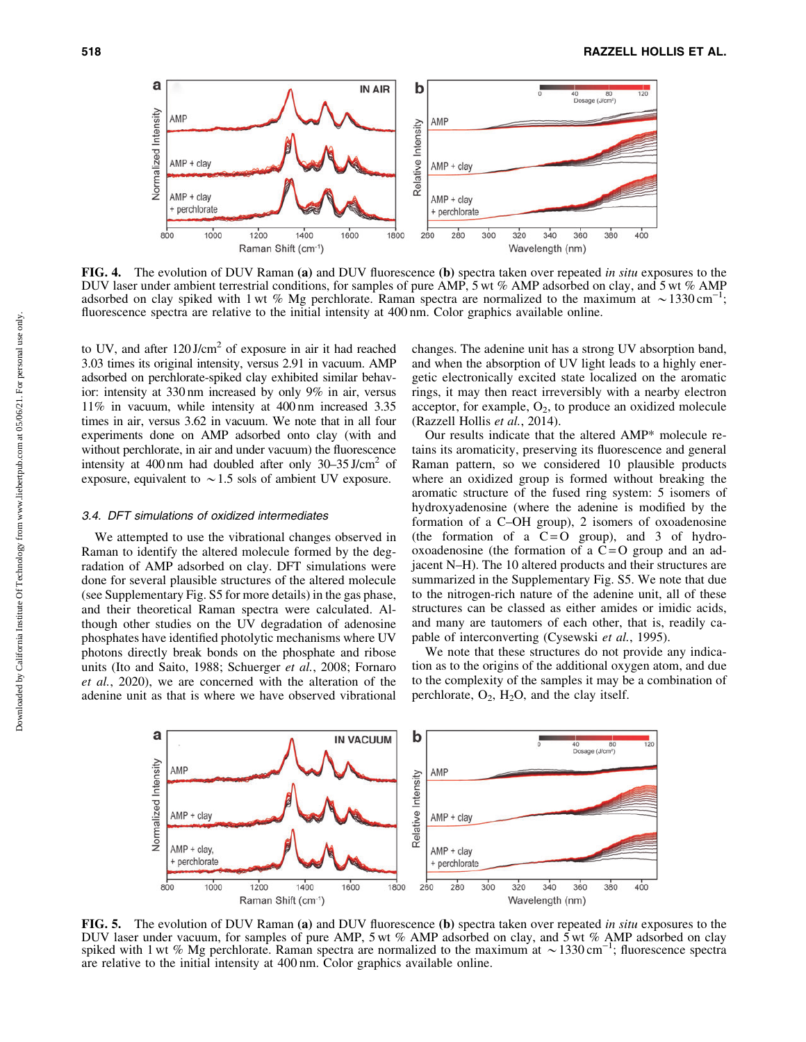FIG. 4. The evolution of DUV Raman (a) and DUV fluorescence (b) spectra taken over repeated *in situ* exposures to the DUV laser under ambient terrestrial conditions, for samples of pure AMP, 5 wt % AMP adsorbed on clay, and 5 wt % AMP adsorbed on clay spiked with 1 wt % Mg perchlorate. Raman spectra are normalized to the maximum at $\sim$1330 cm$^{-1}$; fluorescence spectra are relative to the initial intensity at 400 nm. Color graphics available online.

to UV, and after 120 J/cm$^2$ of exposure in air it had reached 3.03 times its original intensity, versus 2.91 in vacuum. AMP adsorbed on perchlorate-spiked clay exhibited similar behavior: intensity at 330 nm increased by only 9% in air, versus 11% in vacuum, while intensity at 400 nm increased 3.35 times in air, versus 3.62 in vacuum. We note that in all four experiments done on AMP adsorbed onto clay (with and without perchlorate, in air and under vacuum) the fluorescence intensity at 400 nm had doubled after only 30–35 J/cm$^2$ of exposure, equivalent to $\sim$1.5 sols of ambient UV exposure.

### 3.4. DFT simulations of oxidized intermediates

We attempted to use the vibrational changes observed in Raman to identify the altered molecule formed by the degradation of AMP adsorbed on clay. DFT simulations were done for several plausible structures of the altered molecule (see Supplementary Fig. S5 for more details) in the gas phase, and their theoretical Raman spectra were calculated. Although other studies on the UV degradation of adenosine phosphates have identified photolytic mechanisms where UV photons directly break bonds on the phosphate and ribose units (Ito and Saito, 1988; Schuerger *et al.*, 2008; Fornaro *et al.*, 2020), we are concerned with the alteration of the adenine unit as that is where we have observed vibrational changes. The adenine unit has a strong UV absorption band, and when the absorption of UV light leads to a highly energetic electronically excited state localized on the aromatic rings, it may then react irreversibly with a nearby electron acceptor, for example, $O_2$, to produce an oxidized molecule (Razzell Hollis *et al.*, 2014).

Our results indicate that the altered AMP* molecule retains its aromaticity, preserving its fluorescence and general Raman pattern, so we considered 10 plausible products where an oxidized group is formed without breaking the aromatic structure of the fused ring system: 5 isomers of hydroxyadenosine (where the adenine is modified by the formation of a C–OH group), 2 isomers of oxoadenosine (the formation of a C=O group), and 3 of hydro-oxoadenosine (the formation of a C=O group and an adjacent N–H). The 10 altered products and their structures are summarized in the Supplementary Fig. S5. We note that due to the nitrogen-rich nature of the adenine unit, all of these structures can be classed as either amides or imidic acids, and many are tautomers of each other, that is, readily capable of interconverting (Cysewski *et al.*, 1995).

We note that these structures do not provide any indication as to the origins of the additional oxygen atom, and due to the complexity of the samples it may be a combination of perchlorate, $O_2$, $H_2O$, and the clay itself.

FIG. 5. The evolution of DUV Raman (a) and DUV fluorescence (b) spectra taken over repeated *in situ* exposures to the DUV laser under vacuum, for samples of pure AMP, 5 wt % AMP adsorbed on clay, and 5 wt % AMP adsorbed on clay spiked with 1 wt % Mg perchlorate. Raman spectra are normalized to the maximum at $\sim$1330 cm$^{-1}$; fluorescence spectra are relative to the initial intensity at 400 nm. Color graphics available online.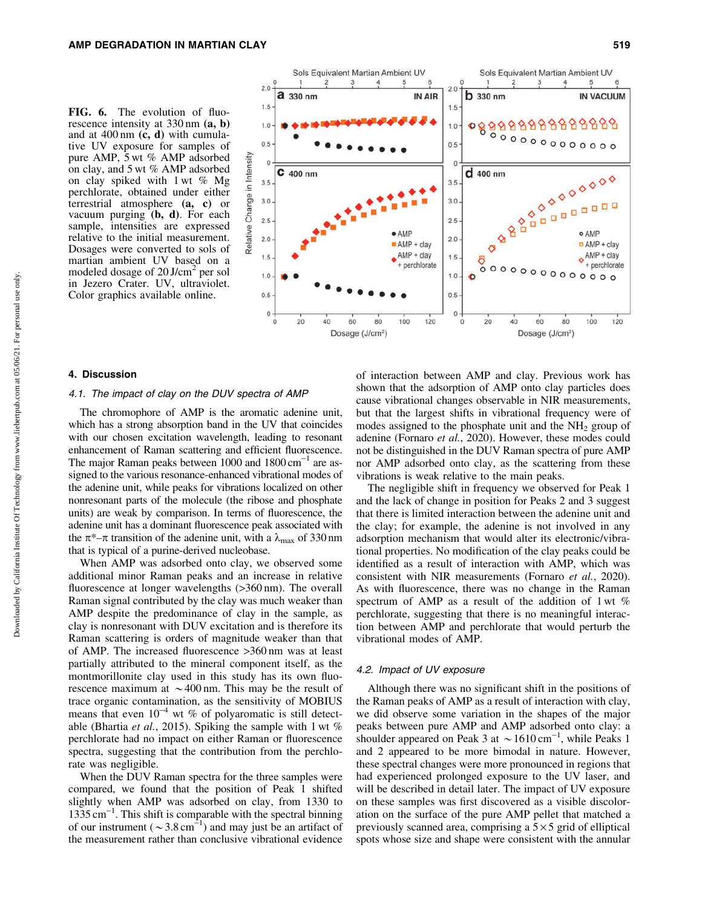FIG. 6. The evolution of fluorescence intensity at 330 nm **(a, b)** and at 400 nm **(c, d)** with cumulative UV exposure for samples of pure AMP, 5 wt % AMP adsorbed on clay, and 5 wt % AMP adsorbed on clay spiked with 1 wt % Mg perchlorate, obtained under either terrestrial atmosphere **(a, c)** or vacuum purging **(b, d)**. For each sample, intensities are expressed relative to the initial measurement. Dosages were converted to sols of martian ambient UV based on a modeled dosage of 20 J/cm$^2$ per sol in Jezero Crater. UV, ultraviolet. Color graphics available online.

## 4. Discussion

### 4.1. The impact of clay on the DUV spectra of AMP

The chromophore of AMP is the aromatic adenine unit, which has a strong absorption band in the UV that coincides with our chosen excitation wavelength, leading to resonant enhancement of Raman scattering and efficient fluorescence. The major Raman peaks between 1000 and 1800 cm$^{-1}$ are assigned to the various resonance-enhanced vibrational modes of the adenine unit, while peaks for vibrations localized on other nonresonant parts of the molecule (the ribose and phosphate units) are weak by comparison. In terms of fluorescence, the adenine unit has a dominant fluorescence peak associated with the $\pi^*$–$\pi$ transition of the adenine unit, with a $\lambda_{max}$ of 330 nm that is typical of a purine-derived nucleobase.

When AMP was adsorbed onto clay, we observed some additional minor Raman peaks and an increase in relative fluorescence at longer wavelengths (>360 nm). The overall Raman signal contributed by the clay was much weaker than AMP despite the predominance of clay in the sample, as clay is nonresonant with DUV excitation and is therefore its Raman scattering is orders of magnitude weaker than that of AMP. The increased fluorescence >360 nm was at least partially attributed to the mineral component itself, as the montmorillonite clay used in this study has its own fluorescence maximum at ~400 nm. This may be the result of trace organic contamination, as the sensitivity of MOBIUS means that even $10^{-4}$ wt % of polyaromatic is still detectable (Bhartia *et al.*, 2015). Spiking the sample with 1 wt % perchlorate had no impact on either Raman or fluorescence spectra, suggesting that the contribution from the perchlorate was negligible.

When the DUV Raman spectra for the three samples were compared, we found that the position of Peak 1 shifted slightly when AMP was adsorbed on clay, from 1330 to 1335 cm$^{-1}$. This shift is comparable with the spectral binning of our instrument (~3.8 cm$^{-1}$) and may just be an artifact of the measurement rather than conclusive vibrational evidence of interaction between AMP and clay. Previous work has shown that the adsorption of AMP onto clay particles does cause vibrational changes observable in NIR measurements, but that the largest shifts in vibrational frequency were of modes assigned to the phosphate unit and the $NH_2$ group of adenine (Fornaro *et al.*, 2020). However, these modes could not be distinguished in the DUV Raman spectra of pure AMP nor AMP adsorbed onto clay, as the scattering from these vibrations is weak relative to the main peaks.

The negligible shift in frequency we observed for Peak 1 and the lack of change in position for Peaks 2 and 3 suggest that there is limited interaction between the adenine unit and the clay; for example, the adenine is not involved in any adsorption mechanism that would alter its electronic/vibrational properties. No modification of the clay peaks could be identified as a result of interaction with AMP, which was consistent with NIR measurements (Fornaro *et al.*, 2020). As with fluorescence, there was no change in the Raman spectrum of AMP as a result of the addition of 1 wt % perchlorate, suggesting that there is no meaningful interaction between AMP and perchlorate that would perturb the vibrational modes of AMP.

### 4.2. Impact of UV exposure

Although there was no significant shift in the positions of the Raman peaks of AMP as a result of interaction with clay, we did observe some variation in the shapes of the major peaks between pure AMP and AMP adsorbed onto clay: a shoulder appeared on Peak 3 at ~1610 cm$^{-1}$, while Peaks 1 and 2 appeared to be more bimodal in nature. However, these spectral changes were more pronounced in regions that had experienced prolonged exposure to the UV laser, and will be described in detail later. The impact of UV exposure on these samples was first discovered as a visible discoloration on the surface of the pure AMP pellet that matched a previously scanned area, comprising a 5×5 grid of elliptical spots whose size and shape were consistent with the annular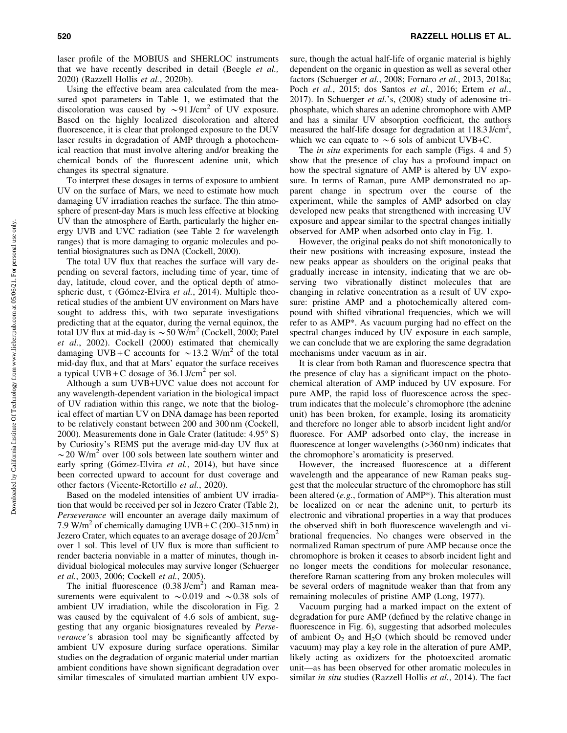laser profile of the MOBIUS and SHERLOC instruments that we have recently described in detail (Beegle *et al.,* 2020) (Razzell Hollis *et al.*, 2020b).

Using the effective beam area calculated from the measured spot parameters in Table 1, we estimated that the discoloration was caused by $\sim$91 J/cm$^2$ of UV exposure. Based on the highly localized discoloration and altered fluorescence, it is clear that prolonged exposure to the DUV laser results in degradation of AMP through a photochemical reaction that must involve altering and/or breaking the chemical bonds of the fluorescent adenine unit, which changes its spectral signature.

To interpret these dosages in terms of exposure to ambient UV on the surface of Mars, we need to estimate how much damaging UV irradiation reaches the surface. The thin atmosphere of present-day Mars is much less effective at blocking UV than the atmosphere of Earth, particularly the higher energy UVB and UVC radiation (see Table 2 for wavelength ranges) that is more damaging to organic molecules and potential biosignatures such as DNA (Cockell, 2000).

The total UV flux that reaches the surface will vary depending on several factors, including time of year, time of day, latitude, cloud cover, and the optical depth of atmospheric dust, $\tau$ (Gómez-Elvira *et al.*, 2014). Multiple theoretical studies of the ambient UV environment on Mars have sought to address this, with two separate investigations predicting that at the equator, during the vernal equinox, the total UV flux at mid-day is $\sim$50 W/m$^2$ (Cockell, 2000; Patel *et al.*, 2002). Cockell (2000) estimated that chemically damaging UVB+C accounts for $\sim$13.2 W/m$^2$ of the total mid-day flux, and that at Mars' equator the surface receives a typical UVB+C dosage of 36.1 J/cm$^2$ per sol.

Although a sum UVB+UVC value does not account for any wavelength-dependent variation in the biological impact of UV radiation within this range, we note that the biological effect of martian UV on DNA damage has been reported to be relatively constant between 200 and 300 nm (Cockell, 2000). Measurements done in Gale Crater (latitude: 4.95° S) by Curiosity's REMS put the average mid-day UV flux at $\sim$20 W/m$^2$ over 100 sols between late southern winter and early spring (Gómez-Elvira *et al.*, 2014), but have since been corrected upward to account for dust coverage and other factors (Vicente-Retortillo *et al.*, 2020).

Based on the modeled intensities of ambient UV irradiation that would be received per sol in Jezero Crater (Table 2), *Perseverance* will encounter an average daily maximum of 7.9 W/m$^2$ of chemically damaging UVB+C (200–315 nm) in Jezero Crater, which equates to an average dosage of 20 J/cm$^2$ over 1 sol. This level of UV flux is more than sufficient to render bacteria nonviable in a matter of minutes, though individual biological molecules may survive longer (Schuerger *et al.*, 2003, 2006; Cockell *et al.*, 2005).

The initial fluorescence (0.38 J/cm$^2$) and Raman measurements were equivalent to $\sim$0.019 and $\sim$0.38 sols of ambient UV irradiation, while the discoloration in Fig. 2 was caused by the equivalent of 4.6 sols of ambient, suggesting that any organic biosignatures revealed by *Perseverance*'s abrasion tool may be significantly affected by ambient UV exposure during surface operations. Similar studies on the degradation of organic material under martian ambient conditions have shown significant degradation over similar timescales of simulated martian ambient UV exposure, though the actual half-life of organic material is highly dependent on the organic in question as well as several other factors (Schuerger *et al.*, 2008; Fornaro *et al.*, 2013, 2018a; Poch *et al.*, 2015; dos Santos *et al.*, 2016; Ertem *et al.*, 2017). In Schuerger *et al.*'s, (2008) study of adenosine triphosphate, which shares an adenine chromophore with AMP and has a similar UV absorption coefficient, the authors measured the half-life dosage for degradation at 118.3 J/cm$^2$, which we can equate to $\sim$6 sols of ambient UVB+C.

The *in situ* experiments for each sample (Figs. 4 and 5) show that the presence of clay has a profound impact on how the spectral signature of AMP is altered by UV exposure. In terms of Raman, pure AMP demonstrated no apparent change in spectrum over the course of the experiment, while the samples of AMP adsorbed on clay developed new peaks that strengthened with increasing UV exposure and appear similar to the spectral changes initially observed for AMP when adsorbed onto clay in Fig. 1.

However, the original peaks do not shift monotonically to their new positions with increasing exposure, instead the new peaks appear as shoulders on the original peaks that gradually increase in intensity, indicating that we are observing two vibrationally distinct molecules that are changing in relative concentration as a result of UV exposure: pristine AMP and a photochemically altered compound with shifted vibrational frequencies, which we will refer to as AMP*. As vacuum purging had no effect on the spectral changes induced by UV exposure in each sample, we can conclude that we are exploring the same degradation mechanisms under vacuum as in air.

It is clear from both Raman and fluorescence spectra that the presence of clay has a significant impact on the photochemical alteration of AMP induced by UV exposure. For pure AMP, the rapid loss of fluorescence across the spectrum indicates that the molecule's chromophore (the adenine unit) has been broken, for example, losing its aromaticity and therefore no longer able to absorb incident light and/or fluoresce. For AMP adsorbed onto clay, the increase in fluorescence at longer wavelengths (>360 nm) indicates that the chromophore's aromaticity is preserved.

However, the increased fluorescence at a different wavelength and the appearance of new Raman peaks suggest that the molecular structure of the chromophore has still been altered (*e.g.*, formation of AMP*). This alteration must be localized on or near the adenine unit, to perturb its electronic and vibrational properties in a way that produces the observed shift in both fluorescence wavelength and vibrational frequencies. No changes were observed in the normalized Raman spectrum of pure AMP because once the chromophore is broken it ceases to absorb incident light and no longer meets the conditions for molecular resonance, therefore Raman scattering from any broken molecules will be several orders of magnitude weaker than that from any remaining molecules of pristine AMP (Long, 1977).

Vacuum purging had a marked impact on the extent of degradation for pure AMP (defined by the relative change in fluorescence in Fig. 6), suggesting that adsorbed molecules of ambient $O_2$ and $H_2O$ (which should be removed under vacuum) may play a key role in the alteration of pure AMP, likely acting as oxidizers for the photoexcited aromatic unit—as has been observed for other aromatic molecules in similar *in situ* studies (Razzell Hollis *et al.*, 2014). The fact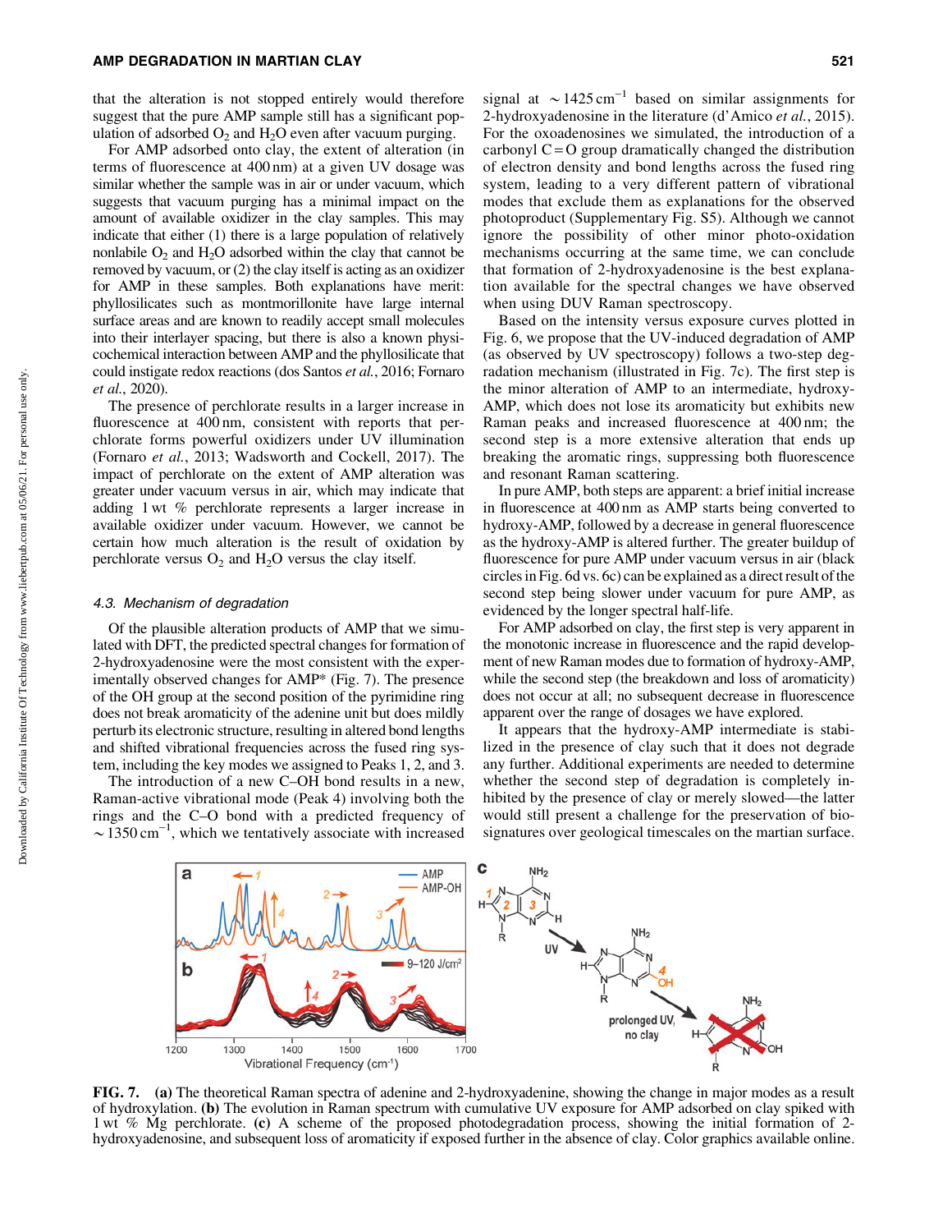that the alteration is not stopped entirely would therefore suggest that the pure AMP sample still has a significant population of adsorbed $O_2$ and $H_2O$ even after vacuum purging.

For AMP adsorbed onto clay, the extent of alteration (in terms of fluorescence at 400 nm) at a given UV dosage was similar whether the sample was in air or under vacuum, which suggests that vacuum purging has a minimal impact on the amount of available oxidizer in the clay samples. This may indicate that either (1) there is a large population of relatively nonlabile $O_2$ and $H_2O$ adsorbed within the clay that cannot be removed by vacuum, or (2) the clay itself is acting as an oxidizer for AMP in these samples. Both explanations have merit: phyllosilicates such as montmorillonite have large internal surface areas and are known to readily accept small molecules into their interlayer spacing, but there is also a known physicochemical interaction between AMP and the phyllosilicate that could instigate redox reactions (dos Santos *et al.*, 2016; Fornaro *et al.*, 2020).

The presence of perchlorate results in a larger increase in fluorescence at 400 nm, consistent with reports that perchlorate forms powerful oxidizers under UV illumination (Fornaro *et al.*, 2013; Wadsworth and Cockell, 2017). The impact of perchlorate on the extent of AMP alteration was greater under vacuum versus in air, which may indicate that adding 1 wt % perchlorate represents a larger increase in available oxidizer under vacuum. However, we cannot be certain how much alteration is the result of oxidation by perchlorate versus $O_2$ and $H_2O$ versus the clay itself.

### 4.3. Mechanism of degradation

Of the plausible alteration products of AMP that we simulated with DFT, the predicted spectral changes for formation of 2-hydroxyadenosine were the most consistent with the experimentally observed changes for AMP* (Fig. 7). The presence of the OH group at the second position of the pyrimidine ring does not break aromaticity of the adenine unit but does mildly perturb its electronic structure, resulting in altered bond lengths and shifted vibrational frequencies across the fused ring system, including the key modes we assigned to Peaks 1, 2, and 3.

The introduction of a new C–OH bond results in a new, Raman-active vibrational mode (Peak 4) involving both the rings and the C–O bond with a predicted frequency of $\sim 1350\ cm^{-1}$, which we tentatively associate with increased signal at $\sim 1425\ cm^{-1}$ based on similar assignments for 2-hydroxyadenosine in the literature (d'Amico *et al.*, 2015). For the oxoadenosines we simulated, the introduction of a carbonyl C=O group dramatically changed the distribution of electron density and bond lengths across the fused ring system, leading to a very different pattern of vibrational modes that exclude them as explanations for the observed photoproduct (Supplementary Fig. S5). Although we cannot ignore the possibility of other minor photo-oxidation mechanisms occurring at the same time, we can conclude that formation of 2-hydroxyadenosine is the best explanation available for the spectral changes we have observed when using DUV Raman spectroscopy.

Based on the intensity versus exposure curves plotted in Fig. 6, we propose that the UV-induced degradation of AMP (as observed by UV spectroscopy) follows a two-step degradation mechanism (illustrated in Fig. 7c). The first step is the minor alteration of AMP to an intermediate, hydroxy-AMP, which does not lose its aromaticity but exhibits new Raman peaks and increased fluorescence at 400 nm; the second step is a more extensive alteration that ends up breaking the aromatic rings, suppressing both fluorescence and resonant Raman scattering.

In pure AMP, both steps are apparent: a brief initial increase in fluorescence at 400 nm as AMP starts being converted to hydroxy-AMP, followed by a decrease in general fluorescence as the hydroxy-AMP is altered further. The greater buildup of fluorescence for pure AMP under vacuum versus in air (black circles in Fig. 6d vs. 6c) can be explained as a direct result of the second step being slower under vacuum for pure AMP, as evidenced by the longer spectral half-life.

For AMP adsorbed on clay, the first step is very apparent in the monotonic increase in fluorescence and the rapid development of new Raman modes due to formation of hydroxy-AMP, while the second step (the breakdown and loss of aromaticity) does not occur at all; no subsequent decrease in fluorescence apparent over the range of dosages we have explored.

It appears that the hydroxy-AMP intermediate is stabilized in the presence of clay such that it does not degrade any further. Additional experiments are needed to determine whether the second step of degradation is completely inhibited by the presence of clay or merely slowed—the latter would still present a challenge for the preservation of biosignatures over geological timescales on the martian surface.

**FIG. 7.** **(a)** The theoretical Raman spectra of adenine and 2-hydroxyadenine, showing the change in major modes as a result of hydroxylation. **(b)** The evolution in Raman spectrum with cumulative UV exposure for AMP adsorbed on clay spiked with 1 wt % Mg perchlorate. **(c)** A scheme of the proposed photodegradation process, showing the initial formation of 2-hydroxyadenosine, and subsequent loss of aromaticity if exposed further in the absence of clay. Color graphics available online.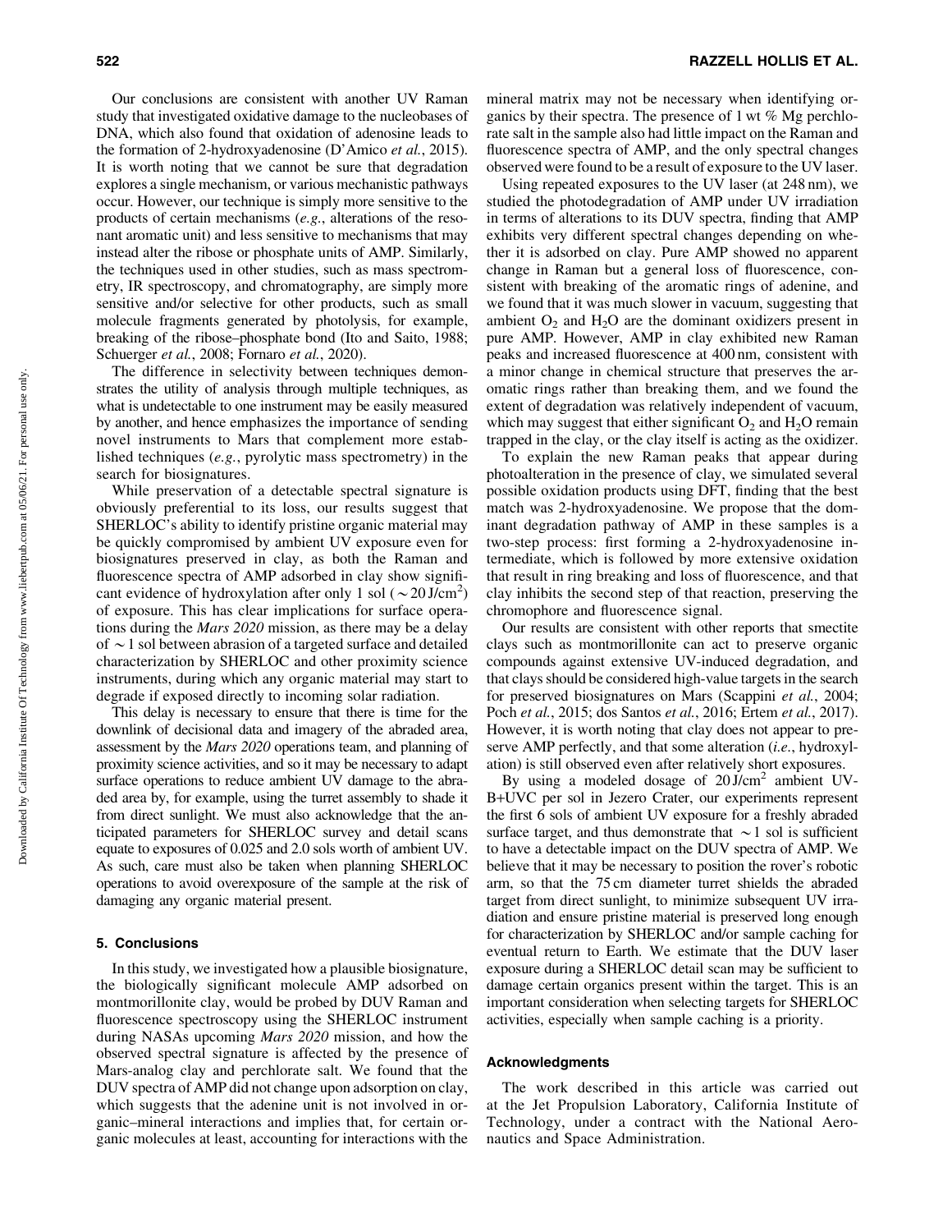Our conclusions are consistent with another UV Raman study that investigated oxidative damage to the nucleobases of DNA, which also found that oxidation of adenosine leads to the formation of 2-hydroxyadenosine (D'Amico *et al.*, 2015). It is worth noting that we cannot be sure that degradation explores a single mechanism, or various mechanistic pathways occur. However, our technique is simply more sensitive to the products of certain mechanisms (*e.g.*, alterations of the resonant aromatic unit) and less sensitive to mechanisms that may instead alter the ribose or phosphate units of AMP. Similarly, the techniques used in other studies, such as mass spectrometry, IR spectroscopy, and chromatography, are simply more sensitive and/or selective for other products, such as small molecule fragments generated by photolysis, for example, breaking of the ribose–phosphate bond (Ito and Saito, 1988; Schuerger *et al.*, 2008; Fornaro *et al.*, 2020).

The difference in selectivity between techniques demonstrates the utility of analysis through multiple techniques, as what is undetectable to one instrument may be easily measured by another, and hence emphasizes the importance of sending novel instruments to Mars that complement more established techniques (*e.g.*, pyrolytic mass spectrometry) in the search for biosignatures.

While preservation of a detectable spectral signature is obviously preferential to its loss, our results suggest that SHERLOC's ability to identify pristine organic material may be quickly compromised by ambient UV exposure even for biosignatures preserved in clay, as both the Raman and fluorescence spectra of AMP adsorbed in clay show significant evidence of hydroxylation after only 1 sol ($\sim 20\,J/cm^2$) of exposure. This has clear implications for surface operations during the *Mars 2020* mission, as there may be a delay of $\sim 1$ sol between abrasion of a targeted surface and detailed characterization by SHERLOC and other proximity science instruments, during which any organic material may start to degrade if exposed directly to incoming solar radiation.

This delay is necessary to ensure that there is time for the downlink of decisional data and imagery of the abraded area, assessment by the *Mars 2020* operations team, and planning of proximity science activities, and so it may be necessary to adapt surface operations to reduce ambient UV damage to the abraded area by, for example, using the turret assembly to shade it from direct sunlight. We must also acknowledge that the anticipated parameters for SHERLOC survey and detail scans equate to exposures of 0.025 and 2.0 sols worth of ambient UV. As such, care must also be taken when planning SHERLOC operations to avoid overexposure of the sample at the risk of damaging any organic material present.

## 5. Conclusions

In this study, we investigated how a plausible biosignature, the biologically significant molecule AMP adsorbed on montmorillonite clay, would be probed by DUV Raman and fluorescence spectroscopy using the SHERLOC instrument during NASAs upcoming *Mars 2020* mission, and how the observed spectral signature is affected by the presence of Mars-analog clay and perchlorate salt. We found that the DUV spectra of AMP did not change upon adsorption on clay, which suggests that the adenine unit is not involved in organic–mineral interactions and implies that, for certain organic molecules at least, accounting for interactions with the mineral matrix may not be necessary when identifying organics by their spectra. The presence of 1 wt % Mg perchlorate salt in the sample also had little impact on the Raman and fluorescence spectra of AMP, and the only spectral changes observed were found to be a result of exposure to the UV laser.

Using repeated exposures to the UV laser (at 248 nm), we studied the photodegradation of AMP under UV irradiation in terms of alterations to its DUV spectra, finding that AMP exhibits very different spectral changes depending on whether it is adsorbed on clay. Pure AMP showed no apparent change in Raman but a general loss of fluorescence, consistent with breaking of the aromatic rings of adenine, and we found that it was much slower in vacuum, suggesting that ambient $O_2$ and $H_2O$ are the dominant oxidizers present in pure AMP. However, AMP in clay exhibited new Raman peaks and increased fluorescence at 400 nm, consistent with a minor change in chemical structure that preserves the aromatic rings rather than breaking them, and we found the extent of degradation was relatively independent of vacuum, which may suggest that either significant $O_2$ and $H_2O$ remain trapped in the clay, or the clay itself is acting as the oxidizer.

To explain the new Raman peaks that appear during photoalteration in the presence of clay, we simulated several possible oxidation products using DFT, finding that the best match was 2-hydroxyadenosine. We propose that the dominant degradation pathway of AMP in these samples is a two-step process: first forming a 2-hydroxyadenosine intermediate, which is followed by more extensive oxidation that result in ring breaking and loss of fluorescence, and that clay inhibits the second step of that reaction, preserving the chromophore and fluorescence signal.

Our results are consistent with other reports that smectite clays such as montmorillonite can act to preserve organic compounds against extensive UV-induced degradation, and that clays should be considered high-value targets in the search for preserved biosignatures on Mars (Scappini *et al.*, 2004; Poch *et al.*, 2015; dos Santos *et al.*, 2016; Ertem *et al.*, 2017). However, it is worth noting that clay does not appear to preserve AMP perfectly, and that some alteration (*i.e.*, hydroxylation) is still observed even after relatively short exposures.

By using a modeled dosage of $20\,J/cm^2$ ambient UV-B+UVC per sol in Jezero Crater, our experiments represent the first 6 sols of ambient UV exposure for a freshly abraded surface target, and thus demonstrate that $\sim 1$ sol is sufficient to have a detectable impact on the DUV spectra of AMP. We believe that it may be necessary to position the rover's robotic arm, so that the 75 cm diameter turret shields the abraded target from direct sunlight, to minimize subsequent UV irradiation and ensure pristine material is preserved long enough for characterization by SHERLOC and/or sample caching for eventual return to Earth. We estimate that the DUV laser exposure during a SHERLOC detail scan may be sufficient to damage certain organics present within the target. This is an important consideration when selecting targets for SHERLOC activities, especially when sample caching is a priority.

### Acknowledgments

The work described in this article was carried out at the Jet Propulsion Laboratory, California Institute of Technology, under a contract with the National Aeronautics and Space Administration.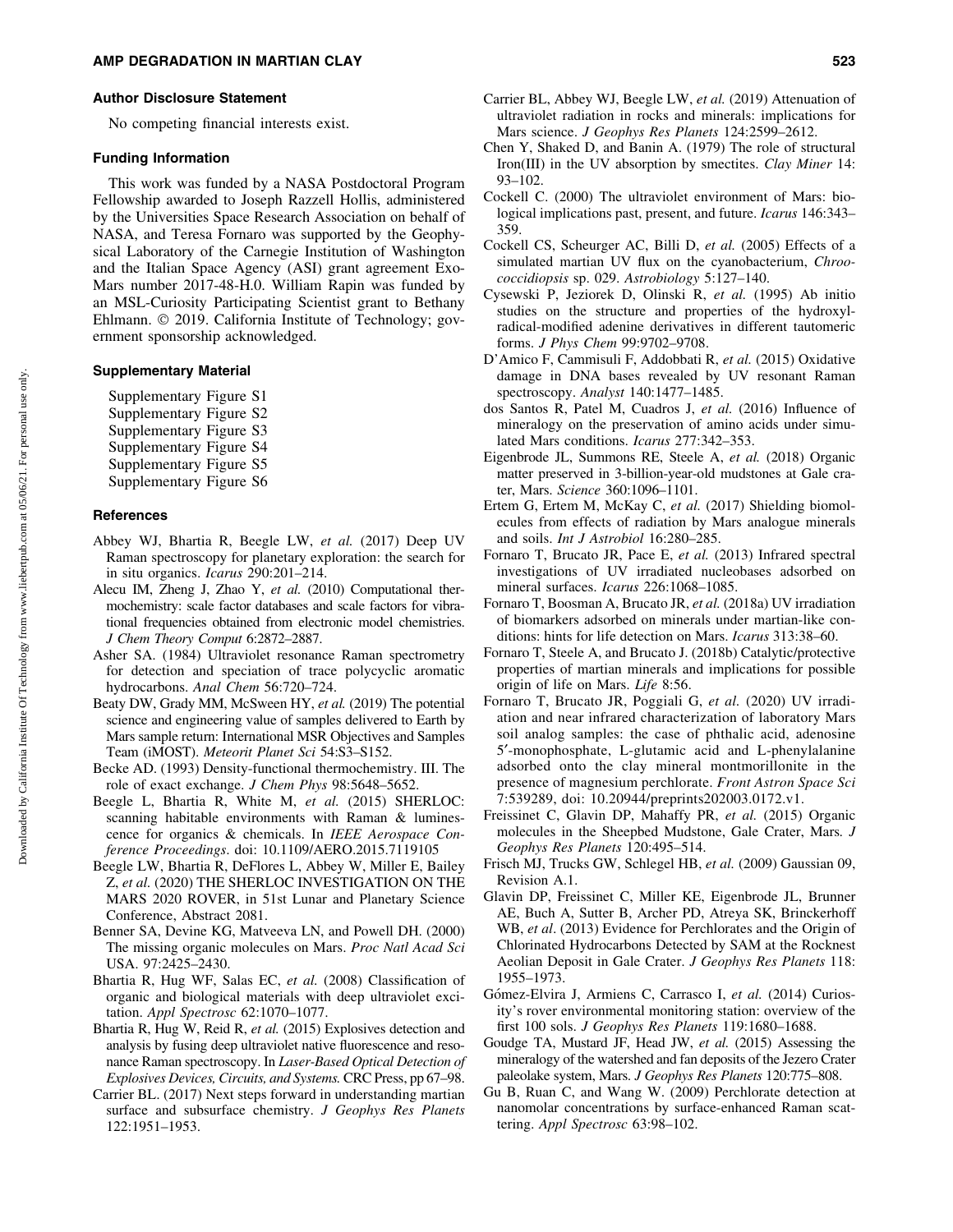### Author Disclosure Statement

No competing financial interests exist.

### Funding Information

This work was funded by a NASA Postdoctoral Program Fellowship awarded to Joseph Razzell Hollis, administered by the Universities Space Research Association on behalf of NASA, and Teresa Fornaro was supported by the Geophysical Laboratory of the Carnegie Institution of Washington and the Italian Space Agency (ASI) grant agreement ExoMars number 2017-48-H.0. William Rapin was funded by an MSL-Curiosity Participating Scientist grant to Bethany Ehlmann. © 2019. California Institute of Technology; government sponsorship acknowledged.

### Supplementary Material

Supplementary Figure S1
Supplementary Figure S2
Supplementary Figure S3
Supplementary Figure S4
Supplementary Figure S5
Supplementary Figure S6

### References

Abbey WJ, Bhartia R, Beegle LW, *et al.* (2017) Deep UV Raman spectroscopy for planetary exploration: the search for in situ organics. *Icarus* 290:201–214.

Alecu IM, Zheng J, Zhao Y, *et al.* (2010) Computational thermochemistry: scale factor databases and scale factors for vibrational frequencies obtained from electronic model chemistries. *J Chem Theory Comput* 6:2872–2887.

Asher SA. (1984) Ultraviolet resonance Raman spectrometry for detection and speciation of trace polycyclic aromatic hydrocarbons. *Anal Chem* 56:720–724.

Beaty DW, Grady MM, McSween HY, *et al.* (2019) The potential science and engineering value of samples delivered to Earth by Mars sample return: International MSR Objectives and Samples Team (iMOST). *Meteorit Planet Sci* 54:S3–S152.

Becke AD. (1993) Density-functional thermochemistry. III. The role of exact exchange. *J Chem Phys* 98:5648–5652.

Beegle L, Bhartia R, White M, *et al.* (2015) SHERLOC: scanning habitable environments with Raman & luminescence for organics & chemicals. In *IEEE Aerospace Conference Proceedings*. doi: 10.1109/AERO.2015.7119105

Beegle LW, Bhartia R, DeFlores L, Abbey W, Miller E, Bailey Z, *et al.* (2020) THE SHERLOC INVESTIGATION ON THE MARS 2020 ROVER, in 51st Lunar and Planetary Science Conference, Abstract 2081.

Benner SA, Devine KG, Matveeva LN, and Powell DH. (2000) The missing organic molecules on Mars. *Proc Natl Acad Sci* USA. 97:2425–2430.

Bhartia R, Hug WF, Salas EC, *et al.* (2008) Classification of organic and biological materials with deep ultraviolet excitation. *Appl Spectrosc* 62:1070–1077.

Bhartia R, Hug W, Reid R, *et al.* (2015) Explosives detection and analysis by fusing deep ultraviolet native fluorescence and resonance Raman spectroscopy. In *Laser-Based Optical Detection of Explosives Devices, Circuits, and Systems.* CRC Press, pp 67–98.

Carrier BL. (2017) Next steps forward in understanding martian surface and subsurface chemistry. *J Geophys Res Planets* 122:1951–1953.

Carrier BL, Abbey WJ, Beegle LW, *et al.* (2019) Attenuation of ultraviolet radiation in rocks and minerals: implications for Mars science. *J Geophys Res Planets* 124:2599–2612.

Chen Y, Shaked D, and Banin A. (1979) The role of structural Iron(III) in the UV absorption by smectites. *Clay Miner* 14: 93–102.

Cockell C. (2000) The ultraviolet environment of Mars: biological implications past, present, and future. *Icarus* 146:343–359.

Cockell CS, Scheurger AC, Billi D, *et al.* (2005) Effects of a simulated martian UV flux on the cyanobacterium, *Chroococcidiopsis* sp. 029. *Astrobiology* 5:127–140.

Cysewski P, Jeziorek D, Olinski R, *et al.* (1995) Ab initio studies on the structure and properties of the hydroxyl-radical-modified adenine derivatives in different tautomeric forms. *J Phys Chem* 99:9702–9708.

D'Amico F, Cammisuli F, Addobbati R, *et al.* (2015) Oxidative damage in DNA bases revealed by UV resonant Raman spectroscopy. *Analyst* 140:1477–1485.

dos Santos R, Patel M, Cuadros J, *et al.* (2016) Influence of mineralogy on the preservation of amino acids under simulated Mars conditions. *Icarus* 277:342–353.

Eigenbrode JL, Summons RE, Steele A, *et al.* (2018) Organic matter preserved in 3-billion-year-old mudstones at Gale crater, Mars. *Science* 360:1096–1101.

Ertem G, Ertem M, McKay C, *et al.* (2017) Shielding biomolecules from effects of radiation by Mars analogue minerals and soils. *Int J Astrobiol* 16:280–285.

Fornaro T, Brucato JR, Pace E, *et al.* (2013) Infrared spectral investigations of UV irradiated nucleobases adsorbed on mineral surfaces. *Icarus* 226:1068–1085.

Fornaro T, Boosman A, Brucato JR, *et al.* (2018a) UV irradiation of biomarkers adsorbed on minerals under martian-like conditions: hints for life detection on Mars. *Icarus* 313:38–60.

Fornaro T, Steele A, and Brucato JR. (2018b) Catalytic/protective properties of martian minerals and implications for possible origin of life on Mars. *Life* 8:56.

Fornaro T, Brucato JR, Poggiali G, *et al.* (2020) UV irradiation and near infrared characterization of laboratory Mars soil analog samples: the case of phthalic acid, adenosine 5′-monophosphate, L-glutamic acid and L-phenylalanine adsorbed onto the clay mineral montmorillonite in the presence of magnesium perchlorate. *Front Astron Space Sci* 7:539289, doi: 10.20944/preprints202003.0172.v1.

Freissinet C, Glavin DP, Mahaffy PR, *et al.* (2015) Organic molecules in the Sheepbed Mudstone, Gale Crater, Mars. *J Geophys Res Planets* 120:495–514.

Frisch MJ, Trucks GW, Schlegel HB, *et al.* (2009) Gaussian 09, Revision A.1.

Glavin DP, Freissinet C, Miller KE, Eigenbrode JL, Brunner AE, Buch A, Sutter B, Archer PD, Atreya SK, Brinckerhoff WB, *et al*. (2013) Evidence for Perchlorates and the Origin of Chlorinated Hydrocarbons Detected by SAM at the Rocknest Aeolian Deposit in Gale Crater. *J Geophys Res Planets* 118: 1955–1973.

Gómez-Elvira J, Armiens C, Carrasco I, *et al.* (2014) Curiosity's rover environmental monitoring station: overview of the first 100 sols. *J Geophys Res Planets* 119:1680–1688.

Goudge TA, Mustard JF, Head JW, *et al.* (2015) Assessing the mineralogy of the watershed and fan deposits of the Jezero Crater paleolake system, Mars. *J Geophys Res Planets* 120:775–808.

Gu B, Ruan C, and Wang W. (2009) Perchlorate detection at nanomolar concentrations by surface-enhanced Raman scattering. *Appl Spectrosc* 63:98–102.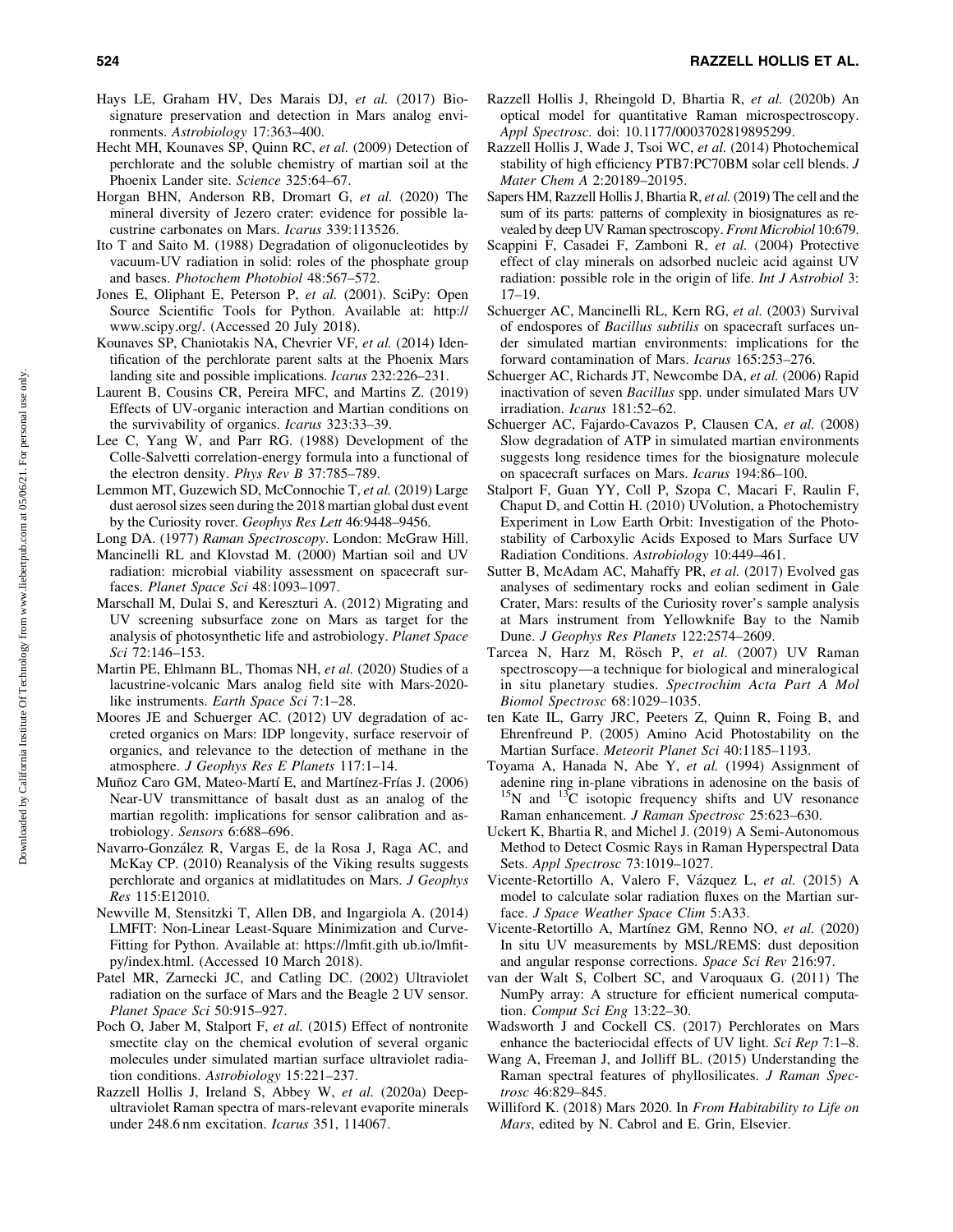Hays LE, Graham HV, Des Marais DJ, *et al.* (2017) Biosignature preservation and detection in Mars analog environments. *Astrobiology* 17:363–400.

Hecht MH, Kounaves SP, Quinn RC, *et al.* (2009) Detection of perchlorate and the soluble chemistry of martian soil at the Phoenix Lander site. *Science* 325:64–67.

Horgan BHN, Anderson RB, Dromart G, *et al.* (2020) The mineral diversity of Jezero crater: evidence for possible lacustrine carbonates on Mars. *Icarus* 339:113526.

Ito T and Saito M. (1988) Degradation of oligonucleotides by vacuum-UV radiation in solid: roles of the phosphate group and bases. *Photochem Photobiol* 48:567–572.

Jones E, Oliphant E, Peterson P, *et al.* (2001). SciPy: Open Source Scientific Tools for Python. Available at: http://www.scipy.org/. (Accessed 20 July 2018).

Kounaves SP, Chaniotakis NA, Chevrier VF, *et al.* (2014) Identification of the perchlorate parent salts at the Phoenix Mars landing site and possible implications. *Icarus* 232:226–231.

Laurent B, Cousins CR, Pereira MFC, and Martins Z. (2019) Effects of UV-organic interaction and Martian conditions on the survivability of organics. *Icarus* 323:33–39.

Lee C, Yang W, and Parr RG. (1988) Development of the Colle-Salvetti correlation-energy formula into a functional of the electron density. *Phys Rev B* 37:785–789.

Lemmon MT, Guzewich SD, McConnochie T, *et al.* (2019) Large dust aerosol sizes seen during the 2018 martian global dust event by the Curiosity rover. *Geophys Res Lett* 46:9448–9456.

Long DA. (1977) *Raman Spectroscopy*. London: McGraw Hill.

Mancinelli RL and Klovstad M. (2000) Martian soil and UV radiation: microbial viability assessment on spacecraft surfaces. *Planet Space Sci* 48:1093–1097.

Marschall M, Dulai S, and Kereszturi A. (2012) Migrating and UV screening subsurface zone on Mars as target for the analysis of photosynthetic life and astrobiology. *Planet Space Sci* 72:146–153.

Martin PE, Ehlmann BL, Thomas NH, *et al.* (2020) Studies of a lacustrine-volcanic Mars analog field site with Mars-2020-like instruments. *Earth Space Sci* 7:1–28.

Moores JE and Schuerger AC. (2012) UV degradation of accreted organics on Mars: IDP longevity, surface reservoir of organics, and relevance to the detection of methane in the atmosphere. *J Geophys Res E Planets* 117:1–14.

Muñoz Caro GM, Mateo-Martí E, and Martínez-Frías J. (2006) Near-UV transmittance of basalt dust as an analog of the martian regolith: implications for sensor calibration and astrobiology. *Sensors* 6:688–696.

Navarro-González R, Vargas E, de la Rosa J, Raga AC, and McKay CP. (2010) Reanalysis of the Viking results suggests perchlorate and organics at midlatitudes on Mars. *J Geophys Res* 115:E12010.

Newville M, Stensitzki T, Allen DB, and Ingargiola A. (2014) LMFIT: Non-Linear Least-Square Minimization and Curve-Fitting for Python. Available at: https://lmfit.gith ub.io/lmfit-py/index.html. (Accessed 10 March 2018).

Patel MR, Zarnecki JC, and Catling DC. (2002) Ultraviolet radiation on the surface of Mars and the Beagle 2 UV sensor. *Planet Space Sci* 50:915–927.

Poch O, Jaber M, Stalport F, *et al.* (2015) Effect of nontronite smectite clay on the chemical evolution of several organic molecules under simulated martian surface ultraviolet radiation conditions. *Astrobiology* 15:221–237.

Razzell Hollis J, Ireland S, Abbey W, *et al.* (2020a) Deep-ultraviolet Raman spectra of mars-relevant evaporite minerals under 248.6 nm excitation. *Icarus* 351, 114067.

Razzell Hollis J, Rheingold D, Bhartia R, *et al.* (2020b) An optical model for quantitative Raman microspectroscopy. *Appl Spectrosc.* doi: 10.1177/0003702819895299.

Razzell Hollis J, Wade J, Tsoi WC, *et al.* (2014) Photochemical stability of high efficiency PTB7:PC70BM solar cell blends. *J Mater Chem A* 2:20189–20195.

Sapers HM, Razzell Hollis J, Bhartia R, *et al.* (2019) The cell and the sum of its parts: patterns of complexity in biosignatures as revealed by deep UV Raman spectroscopy. *Front Microbiol* 10:679.

Scappini F, Casadei F, Zamboni R, *et al.* (2004) Protective effect of clay minerals on adsorbed nucleic acid against UV radiation: possible role in the origin of life. *Int J Astrobiol* 3: 17–19.

Schuerger AC, Mancinelli RL, Kern RG, *et al.* (2003) Survival of endospores of *Bacillus subtilis* on spacecraft surfaces under simulated martian environments: implications for the forward contamination of Mars. *Icarus* 165:253–276.

Schuerger AC, Richards JT, Newcombe DA, *et al.* (2006) Rapid inactivation of seven *Bacillus* spp. under simulated Mars UV irradiation. *Icarus* 181:52–62.

Schuerger AC, Fajardo-Cavazos P, Clausen CA, *et al.* (2008) Slow degradation of ATP in simulated martian environments suggests long residence times for the biosignature molecule on spacecraft surfaces on Mars. *Icarus* 194:86–100.

Stalport F, Guan YY, Coll P, Szopa C, Macari F, Raulin F, Chaput D, and Cottin H. (2010) UVolution, a Photochemistry Experiment in Low Earth Orbit: Investigation of the Photostability of Carboxylic Acids Exposed to Mars Surface UV Radiation Conditions. *Astrobiology* 10:449–461.

Sutter B, McAdam AC, Mahaffy PR, *et al.* (2017) Evolved gas analyses of sedimentary rocks and eolian sediment in Gale Crater, Mars: results of the Curiosity rover's sample analysis at Mars instrument from Yellowknife Bay to the Namib Dune. *J Geophys Res Planets* 122:2574–2609.

Tarcea N, Harz M, Rösch P, *et al.* (2007) UV Raman spectroscopy—a technique for biological and mineralogical in situ planetary studies. *Spectrochim Acta Part A Mol Biomol Spectrosc* 68:1029–1035.

ten Kate IL, Garry JRC, Peeters Z, Quinn R, Foing B, and Ehrenfreund P. (2005) Amino Acid Photostability on the Martian Surface. *Meteorit Planet Sci* 40:1185–1193.

Toyama A, Hanada N, Abe Y, *et al.* (1994) Assignment of adenine ring in-plane vibrations in adenosine on the basis of $^{15}$N and $^{13}$C isotopic frequency shifts and UV resonance Raman enhancement. *J Raman Spectrosc* 25:623–630.

Uckert K, Bhartia R, and Michel J. (2019) A Semi-Autonomous Method to Detect Cosmic Rays in Raman Hyperspectral Data Sets. *Appl Spectrosc* 73:1019–1027.

Vicente-Retortillo A, Valero F, Vázquez L, *et al.* (2015) A model to calculate solar radiation fluxes on the Martian surface. *J Space Weather Space Clim* 5:A33.

Vicente-Retortillo A, Martínez GM, Renno NO, *et al.* (2020) In situ UV measurements by MSL/REMS: dust deposition and angular response corrections. *Space Sci Rev* 216:97.

van der Walt S, Colbert SC, and Varoquaux G. (2011) The NumPy array: A structure for efficient numerical computation. *Comput Sci Eng* 13:22–30.

Wadsworth J and Cockell CS. (2017) Perchlorates on Mars enhance the bacteriocidal effects of UV light. *Sci Rep* 7:1–8.

Wang A, Freeman J, and Jolliff BL. (2015) Understanding the Raman spectral features of phyllosilicates. *J Raman Spectrosc* 46:829–845.

Williford K. (2018) Mars 2020. In *From Habitability to Life on Mars*, edited by N. Cabrol and E. Grin, Elsevier.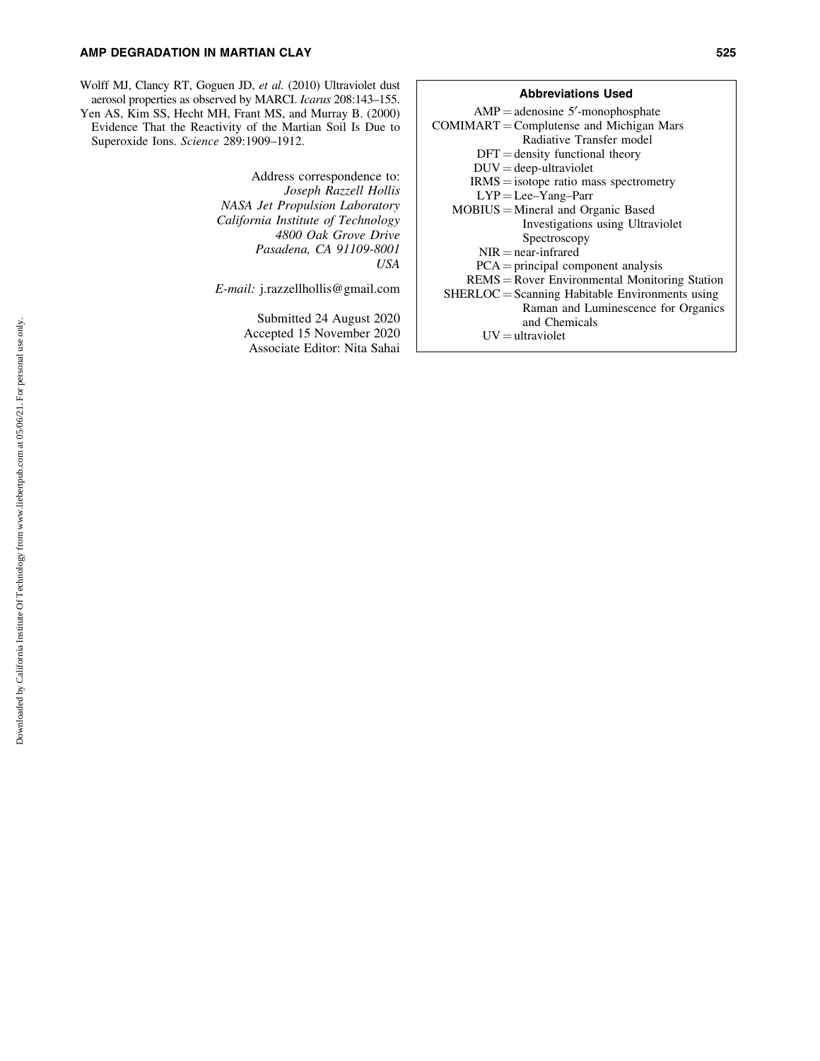Wolff MJ, Clancy RT, Goguen JD, *et al.* (2010) Ultraviolet dust aerosol properties as observed by MARCI. *Icarus* 208:143–155.

Yen AS, Kim SS, Hecht MH, Frant MS, and Murray B. (2000) Evidence That the Reactivity of the Martian Soil Is Due to Superoxide Ions. *Science* 289:1909–1912.

Address correspondence to:
*Joseph Razzell Hollis*
*NASA Jet Propulsion Laboratory*
*California Institute of Technology*
*4800 Oak Grove Drive*
*Pasadena, CA 91109-8001*
*USA*

*E-mail:* j.razzellhollis@gmail.com

Submitted 24 August 2020
Accepted 15 November 2020
Associate Editor: Nita Sahai

**Abbreviations Used**

AMP = adenosine 5′-monophosphate
COMIMART = Complutense and Michigan Mars Radiative Transfer model
DFT = density functional theory
DUV = deep-ultraviolet
IRMS = isotope ratio mass spectrometry
LYP = Lee–Yang–Parr
MOBIUS = Mineral and Organic Based Investigations using Ultraviolet Spectroscopy
NIR = near-infrared
PCA = principal component analysis
REMS = Rover Environmental Monitoring Station
SHERLOC = Scanning Habitable Environments using Raman and Luminescence for Organics and Chemicals
UV = ultraviolet